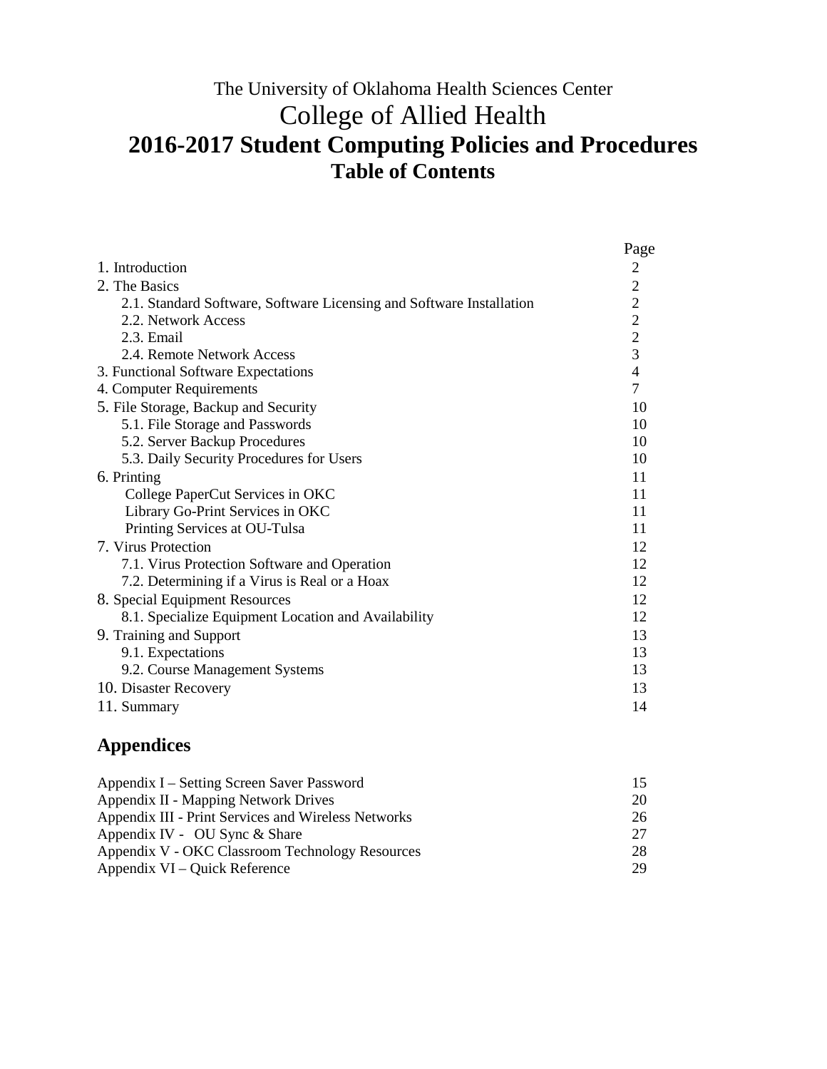The University of Oklahoma Health Sciences Center

# College of Allied Health

# 2016-2017 Student Computing Policies and Procedures

## Table of Contents

| | Page |
|---|---|
| 1. Introduction | 2 |
| 2. The Basics | 2 |
| 2.1. Standard Software, Software Licensing and Software Installation | 2 |
| 2.2. Network Access | 2 |
| 2.3. Email | 2 |
| 2.4. Remote Network Access | 3 |
| 3. Functional Software Expectations | 4 |
| 4. Computer Requirements | 7 |
| 5. File Storage, Backup and Security | 10 |
| 5.1. File Storage and Passwords | 10 |
| 5.2. Server Backup Procedures | 10 |
| 5.3. Daily Security Procedures for Users | 10 |
| 6. Printing | 11 |
| College PaperCut Services in OKC | 11 |
| Library Go-Print Services in OKC | 11 |
| Printing Services at OU-Tulsa | 11 |
| 7. Virus Protection | 12 |
| 7.1. Virus Protection Software and Operation | 12 |
| 7.2. Determining if a Virus is Real or a Hoax | 12 |
| 8. Special Equipment Resources | 12 |
| 8.1. Specialize Equipment Location and Availability | 12 |
| 9. Training and Support | 13 |
| 9.1. Expectations | 13 |
| 9.2. Course Management Systems | 13 |
| 10. Disaster Recovery | 13 |
| 11. Summary | 14 |

## Appendices

| | |
|---|---|
| Appendix I – Setting Screen Saver Password | 15 |
| Appendix II - Mapping Network Drives | 20 |
| Appendix III - Print Services and Wireless Networks | 26 |
| Appendix IV - OU Sync & Share | 27 |
| Appendix V - OKC Classroom Technology Resources | 28 |
| Appendix VI – Quick Reference | 29 |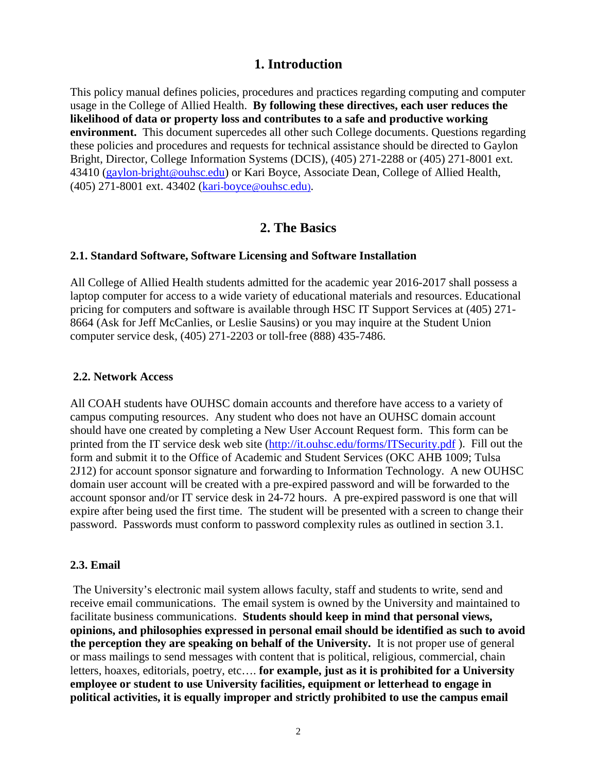# 1. Introduction

This policy manual defines policies, procedures and practices regarding computing and computer usage in the College of Allied Health. **By following these directives, each user reduces the likelihood of data or property loss and contributes to a safe and productive working environment.** This document supercedes all other such College documents. Questions regarding these policies and procedures and requests for technical assistance should be directed to Gaylon Bright, Director, College Information Systems (DCIS), (405) 271-2288 or (405) 271-8001 ext. 43410 ([gaylon-bright@ouhsc.edu](mailto:gaylon-bright@ouhsc.edu)) or Kari Boyce, Associate Dean, College of Allied Health, (405) 271-8001 ext. 43402 ([kari-boyce@ouhsc.edu](mailto:kari-boyce@ouhsc.edu)).

# 2. The Basics

### 2.1. Standard Software, Software Licensing and Software Installation

All College of Allied Health students admitted for the academic year 2016-2017 shall possess a laptop computer for access to a wide variety of educational materials and resources. Educational pricing for computers and software is available through HSC IT Support Services at (405) 271-8664 (Ask for Jeff McCanlies, or Leslie Sausins) or you may inquire at the Student Union computer service desk, (405) 271-2203 or toll-free (888) 435-7486.

### 2.2. Network Access

All COAH students have OUHSC domain accounts and therefore have access to a variety of campus computing resources. Any student who does not have an OUHSC domain account should have one created by completing a New User Account Request form. This form can be printed from the IT service desk web site (http://it.ouhsc.edu/forms/ITSecurity.pdf ). Fill out the form and submit it to the Office of Academic and Student Services (OKC AHB 1009; Tulsa 2J12) for account sponsor signature and forwarding to Information Technology. A new OUHSC domain user account will be created with a pre-expired password and will be forwarded to the account sponsor and/or IT service desk in 24-72 hours. A pre-expired password is one that will expire after being used the first time. The student will be presented with a screen to change their password. Passwords must conform to password complexity rules as outlined in section 3.1.

### 2.3. Email

The University's electronic mail system allows faculty, staff and students to write, send and receive email communications. The email system is owned by the University and maintained to facilitate business communications. **Students should keep in mind that personal views, opinions, and philosophies expressed in personal email should be identified as such to avoid the perception they are speaking on behalf of the University.** It is not proper use of general or mass mailings to send messages with content that is political, religious, commercial, chain letters, hoaxes, editorials, poetry, etc…. **for example, just as it is prohibited for a University employee or student to use University facilities, equipment or letterhead to engage in political activities, it is equally improper and strictly prohibited to use the campus email**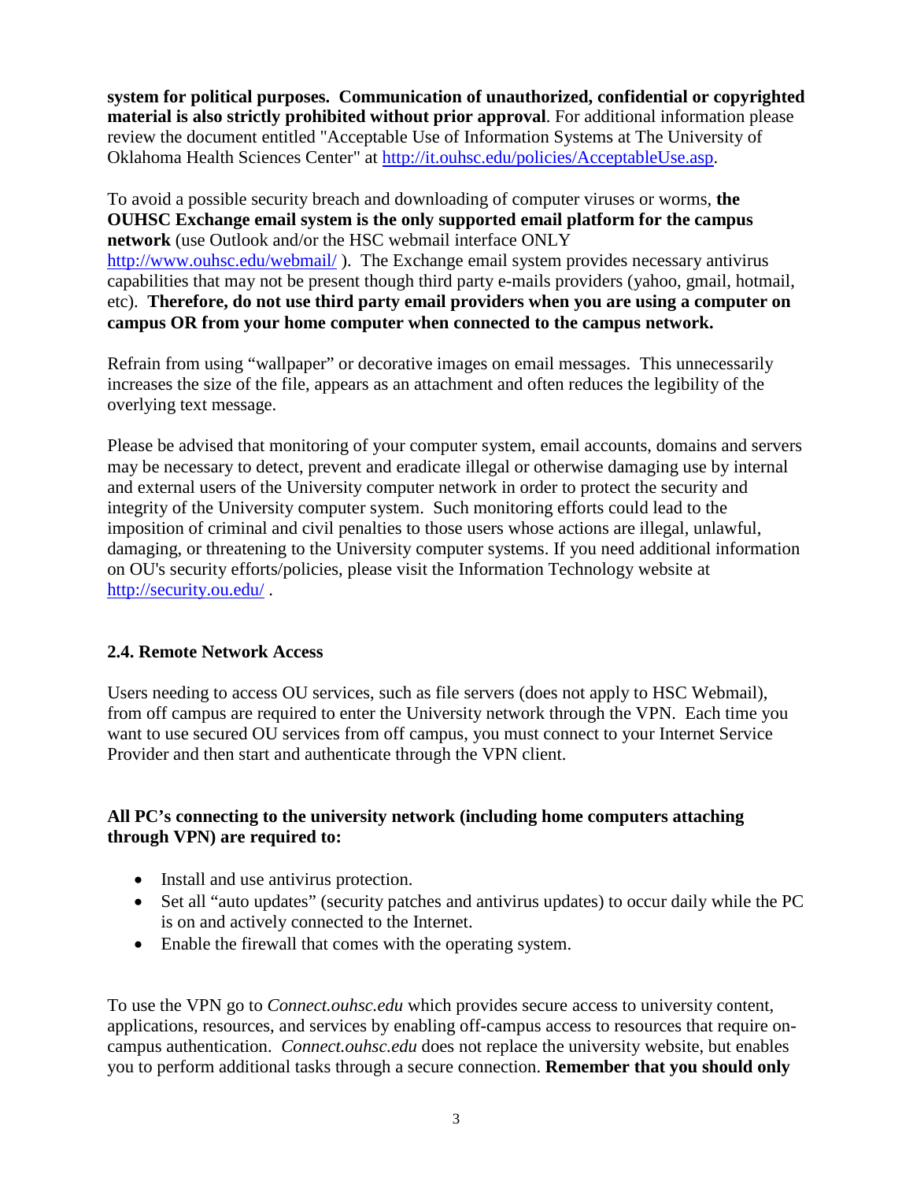**system for political purposes. Communication of unauthorized, confidential or copyrighted material is also strictly prohibited without prior approval**. For additional information please review the document entitled "Acceptable Use of Information Systems at The University of Oklahoma Health Sciences Center" at [http://it.ouhsc.edu/policies/AcceptableUse.asp](http://it.ouhsc.edu/policies/AcceptableUse.asp).

To avoid a possible security breach and downloading of computer viruses or worms, **the OUHSC Exchange email system is the only supported email platform for the campus network** (use Outlook and/or the HSC webmail interface ONLY [http://www.ouhsc.edu/webmail/](http://www.ouhsc.edu/webmail/) ). The Exchange email system provides necessary antivirus capabilities that may not be present though third party e-mails providers (yahoo, gmail, hotmail, etc). **Therefore, do not use third party email providers when you are using a computer on campus OR from your home computer when connected to the campus network.**

Refrain from using "wallpaper" or decorative images on email messages. This unnecessarily increases the size of the file, appears as an attachment and often reduces the legibility of the overlying text message.

Please be advised that monitoring of your computer system, email accounts, domains and servers may be necessary to detect, prevent and eradicate illegal or otherwise damaging use by internal and external users of the University computer network in order to protect the security and integrity of the University computer system. Such monitoring efforts could lead to the imposition of criminal and civil penalties to those users whose actions are illegal, unlawful, damaging, or threatening to the University computer systems. If you need additional information on OU's security efforts/policies, please visit the Information Technology website at [http://security.ou.edu/](http://security.ou.edu/) .

### 2.4. Remote Network Access

Users needing to access OU services, such as file servers (does not apply to HSC Webmail), from off campus are required to enter the University network through the VPN. Each time you want to use secured OU services from off campus, you must connect to your Internet Service Provider and then start and authenticate through the VPN client.

**All PC's connecting to the university network (including home computers attaching through VPN) are required to:**

- Install and use antivirus protection.
- Set all "auto updates" (security patches and antivirus updates) to occur daily while the PC is on and actively connected to the Internet.
- Enable the firewall that comes with the operating system.

To use the VPN go to *Connect.ouhsc.edu* which provides secure access to university content, applications, resources, and services by enabling off-campus access to resources that require on-campus authentication. *Connect.ouhsc.edu* does not replace the university website, but enables you to perform additional tasks through a secure connection. **Remember that you should only**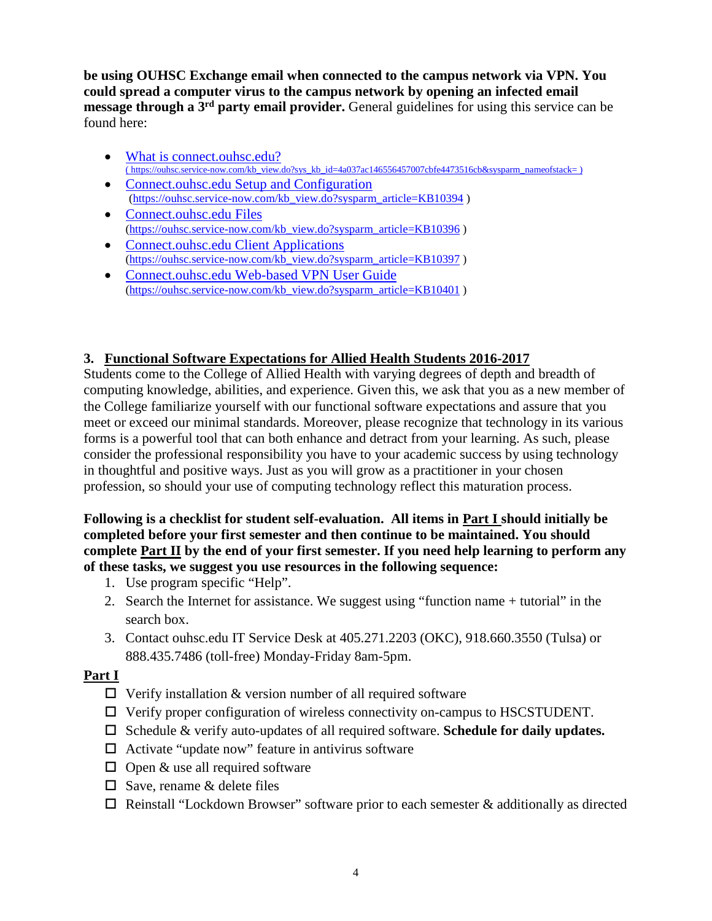**be using OUHSC Exchange email when connected to the campus network via VPN. You could spread a computer virus to the campus network by opening an infected email message through a 3rd party email provider.** General guidelines for using this service can be found here:

- [What is connect.ouhsc.edu?](https://ouhsc.service-now.com/kb_view.do?sys_kb_id=4a037ac146556457007cbfe4473516cb&sysparm_nameofstack=) ( https://ouhsc.service-now.com/kb_view.do?sys_kb_id=4a037ac146556457007cbfe4473516cb&sysparm_nameofstack= )
- [Connect.ouhsc.edu Setup and Configuration](https://ouhsc.service-now.com/kb_view.do?sysparm_article=KB10394) (https://ouhsc.service-now.com/kb_view.do?sysparm_article=KB10394 )
- [Connect.ouhsc.edu Files](https://ouhsc.service-now.com/kb_view.do?sysparm_article=KB10396) (https://ouhsc.service-now.com/kb_view.do?sysparm_article=KB10396 )
- [Connect.ouhsc.edu Client Applications](https://ouhsc.service-now.com/kb_view.do?sysparm_article=KB10397) (https://ouhsc.service-now.com/kb_view.do?sysparm_article=KB10397 )
- [Connect.ouhsc.edu Web-based VPN User Guide](https://ouhsc.service-now.com/kb_view.do?sysparm_article=KB10401) (https://ouhsc.service-now.com/kb_view.do?sysparm_article=KB10401 )

## 3. Functional Software Expectations for Allied Health Students 2016-2017

Students come to the College of Allied Health with varying degrees of depth and breadth of computing knowledge, abilities, and experience. Given this, we ask that you as a new member of the College familiarize yourself with our functional software expectations and assure that you meet or exceed our minimal standards. Moreover, please recognize that technology in its various forms is a powerful tool that can both enhance and detract from your learning. As such, please consider the professional responsibility you have to your academic success by using technology in thoughtful and positive ways. Just as you will grow as a practitioner in your chosen profession, so should your use of computing technology reflect this maturation process.

**Following is a checklist for student self-evaluation. All items in Part I should initially be completed before your first semester and then continue to be maintained. You should complete Part II by the end of your first semester. If you need help learning to perform any of these tasks, we suggest you use resources in the following sequence:**

1. Use program specific "Help".
2. Search the Internet for assistance. We suggest using "function name + tutorial" in the search box.
3. Contact ouhsc.edu IT Service Desk at 405.271.2203 (OKC), 918.660.3550 (Tulsa) or 888.435.7486 (toll-free) Monday-Friday 8am-5pm.

**Part I**

- ☐ Verify installation & version number of all required software
- ☐ Verify proper configuration of wireless connectivity on-campus to HSCSTUDENT.
- ☐ Schedule & verify auto-updates of all required software. **Schedule for daily updates.**
- ☐ Activate "update now" feature in antivirus software
- ☐ Open & use all required software
- ☐ Save, rename & delete files
- ☐ Reinstall "Lockdown Browser" software prior to each semester & additionally as directed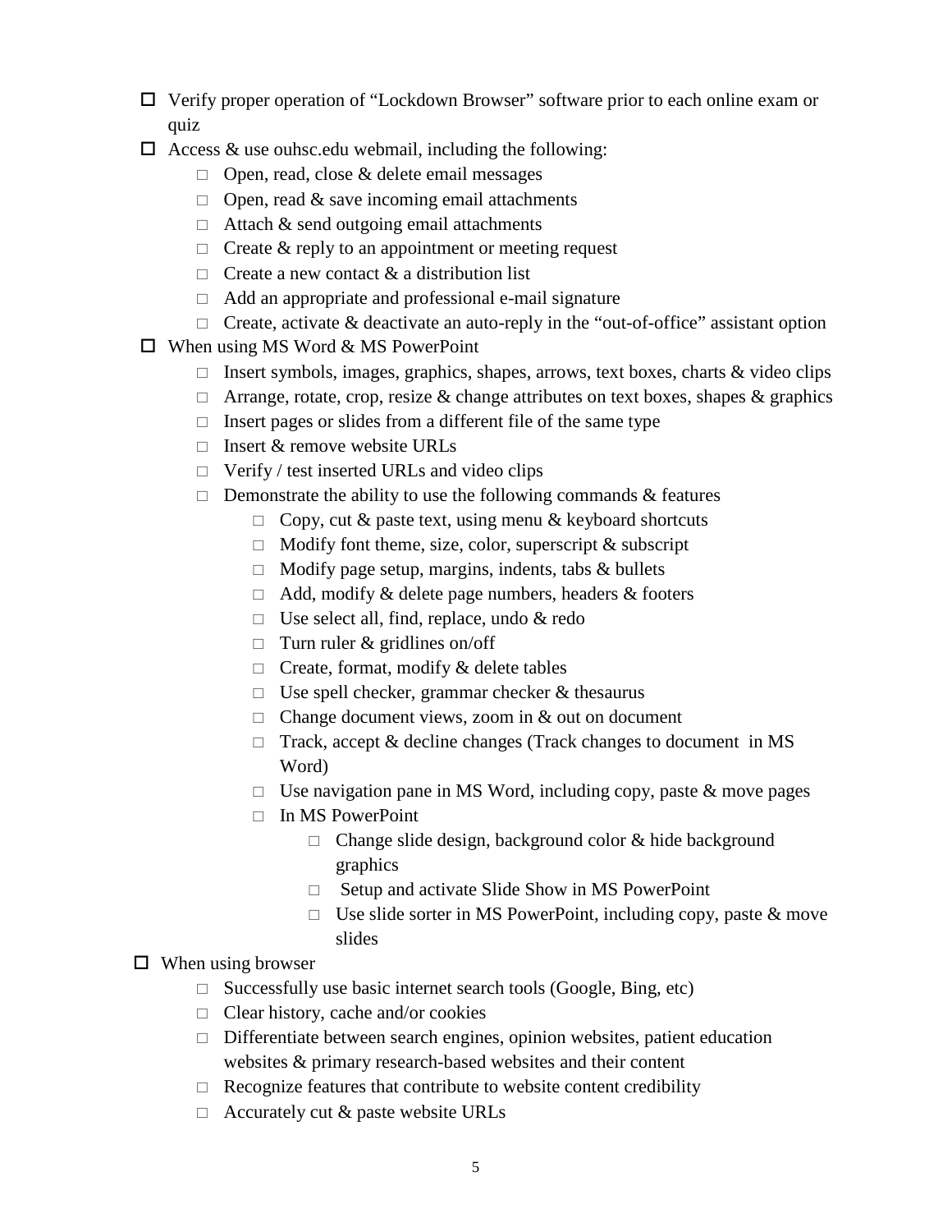- ☐ Verify proper operation of "Lockdown Browser" software prior to each online exam or quiz
- ☐ Access & use ouhsc.edu webmail, including the following:
  - □ Open, read, close & delete email messages
  - □ Open, read & save incoming email attachments
  - □ Attach & send outgoing email attachments
  - □ Create & reply to an appointment or meeting request
  - □ Create a new contact & a distribution list
  - □ Add an appropriate and professional e-mail signature
  - □ Create, activate & deactivate an auto-reply in the "out-of-office" assistant option
- ☐ When using MS Word & MS PowerPoint
  - □ Insert symbols, images, graphics, shapes, arrows, text boxes, charts & video clips
  - □ Arrange, rotate, crop, resize & change attributes on text boxes, shapes & graphics
  - □ Insert pages or slides from a different file of the same type
  - □ Insert & remove website URLs
  - □ Verify / test inserted URLs and video clips
  - □ Demonstrate the ability to use the following commands & features
    - □ Copy, cut & paste text, using menu & keyboard shortcuts
    - □ Modify font theme, size, color, superscript & subscript
    - □ Modify page setup, margins, indents, tabs & bullets
    - □ Add, modify & delete page numbers, headers & footers
    - □ Use select all, find, replace, undo & redo
    - □ Turn ruler & gridlines on/off
    - □ Create, format, modify & delete tables
    - □ Use spell checker, grammar checker & thesaurus
    - □ Change document views, zoom in & out on document
    - □ Track, accept & decline changes (Track changes to document in MS Word)
    - □ Use navigation pane in MS Word, including copy, paste & move pages
    - □ In MS PowerPoint
      - □ Change slide design, background color & hide background graphics
      - □ Setup and activate Slide Show in MS PowerPoint
      - □ Use slide sorter in MS PowerPoint, including copy, paste & move slides
- ☐ When using browser
  - □ Successfully use basic internet search tools (Google, Bing, etc)
  - □ Clear history, cache and/or cookies
  - □ Differentiate between search engines, opinion websites, patient education websites & primary research-based websites and their content
  - □ Recognize features that contribute to website content credibility
  - □ Accurately cut & paste website URLs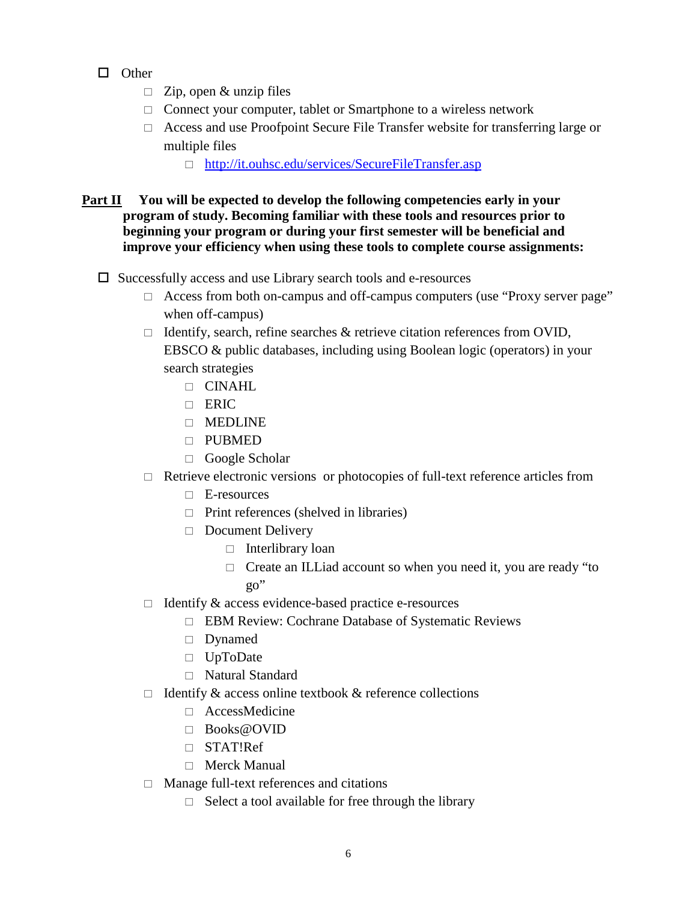- [ ] Other
  - [ ] Zip, open & unzip files
  - [ ] Connect your computer, tablet or Smartphone to a wireless network
  - [ ] Access and use Proofpoint Secure File Transfer website for transferring large or multiple files
    - [ ] [http://it.ouhsc.edu/services/SecureFileTransfer.asp](http://it.ouhsc.edu/services/SecureFileTransfer.asp)

**<u>Part II</u> You will be expected to develop the following competencies early in your program of study. Becoming familiar with these tools and resources prior to beginning your program or during your first semester will be beneficial and improve your efficiency when using these tools to complete course assignments:**

- [ ] Successfully access and use Library search tools and e-resources
  - [ ] Access from both on-campus and off-campus computers (use "Proxy server page" when off-campus)
  - [ ] Identify, search, refine searches & retrieve citation references from OVID, EBSCO & public databases, including using Boolean logic (operators) in your search strategies
    - [ ] CINAHL
    - [ ] ERIC
    - [ ] MEDLINE
    - [ ] PUBMED
    - [ ] Google Scholar
  - [ ] Retrieve electronic versions or photocopies of full-text reference articles from
    - [ ] E-resources
    - [ ] Print references (shelved in libraries)
    - [ ] Document Delivery
      - [ ] Interlibrary loan
      - [ ] Create an ILLiad account so when you need it, you are ready "to go"
  - [ ] Identify & access evidence-based practice e-resources
    - [ ] EBM Review: Cochrane Database of Systematic Reviews
    - [ ] Dynamed
    - [ ] UpToDate
    - [ ] Natural Standard
  - [ ] Identify & access online textbook & reference collections
    - [ ] AccessMedicine
    - [ ] Books@OVID
    - [ ] STAT!Ref
    - [ ] Merck Manual
  - [ ] Manage full-text references and citations
    - [ ] Select a tool available for free through the library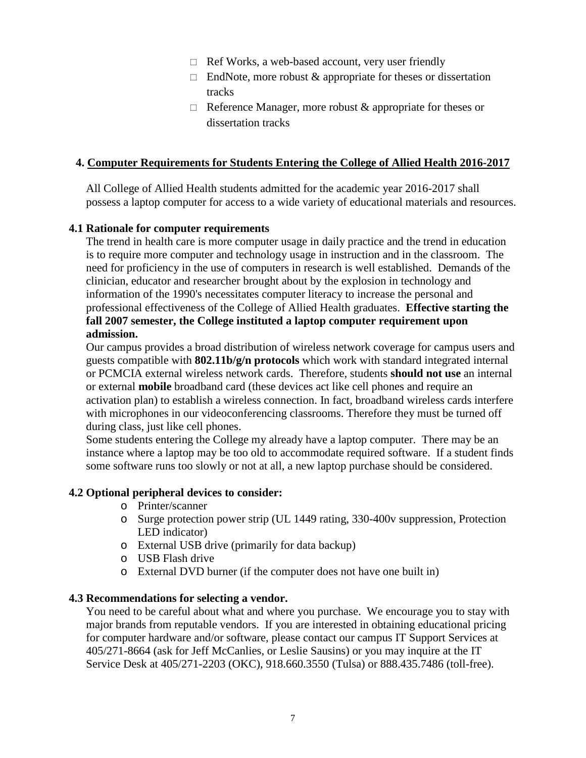- Ref Works, a web-based account, very user friendly
- EndNote, more robust & appropriate for theses or dissertation tracks
- Reference Manager, more robust & appropriate for theses or dissertation tracks

## 4. Computer Requirements for Students Entering the College of Allied Health 2016-2017

All College of Allied Health students admitted for the academic year 2016-2017 shall possess a laptop computer for access to a wide variety of educational materials and resources.

### 4.1 Rationale for computer requirements

The trend in health care is more computer usage in daily practice and the trend in education is to require more computer and technology usage in instruction and in the classroom. The need for proficiency in the use of computers in research is well established. Demands of the clinician, educator and researcher brought about by the explosion in technology and information of the 1990's necessitates computer literacy to increase the personal and professional effectiveness of the College of Allied Health graduates. **Effective starting the fall 2007 semester, the College instituted a laptop computer requirement upon admission.**

Our campus provides a broad distribution of wireless network coverage for campus users and guests compatible with **802.11b/g/n protocols** which work with standard integrated internal or PCMCIA external wireless network cards. Therefore, students **should not use** an internal or external **mobile** broadband card (these devices act like cell phones and require an activation plan) to establish a wireless connection. In fact, broadband wireless cards interfere with microphones in our videoconferencing classrooms. Therefore they must be turned off during class, just like cell phones.

Some students entering the College my already have a laptop computer. There may be an instance where a laptop may be too old to accommodate required software. If a student finds some software runs too slowly or not at all, a new laptop purchase should be considered.

### 4.2 Optional peripheral devices to consider:

- Printer/scanner
- Surge protection power strip (UL 1449 rating, 330-400v suppression, Protection LED indicator)
- External USB drive (primarily for data backup)
- USB Flash drive
- External DVD burner (if the computer does not have one built in)

### 4.3 Recommendations for selecting a vendor.

You need to be careful about what and where you purchase. We encourage you to stay with major brands from reputable vendors. If you are interested in obtaining educational pricing for computer hardware and/or software, please contact our campus IT Support Services at 405/271-8664 (ask for Jeff McCanlies, or Leslie Sausins) or you may inquire at the IT Service Desk at 405/271-2203 (OKC), 918.660.3550 (Tulsa) or 888.435.7486 (toll-free).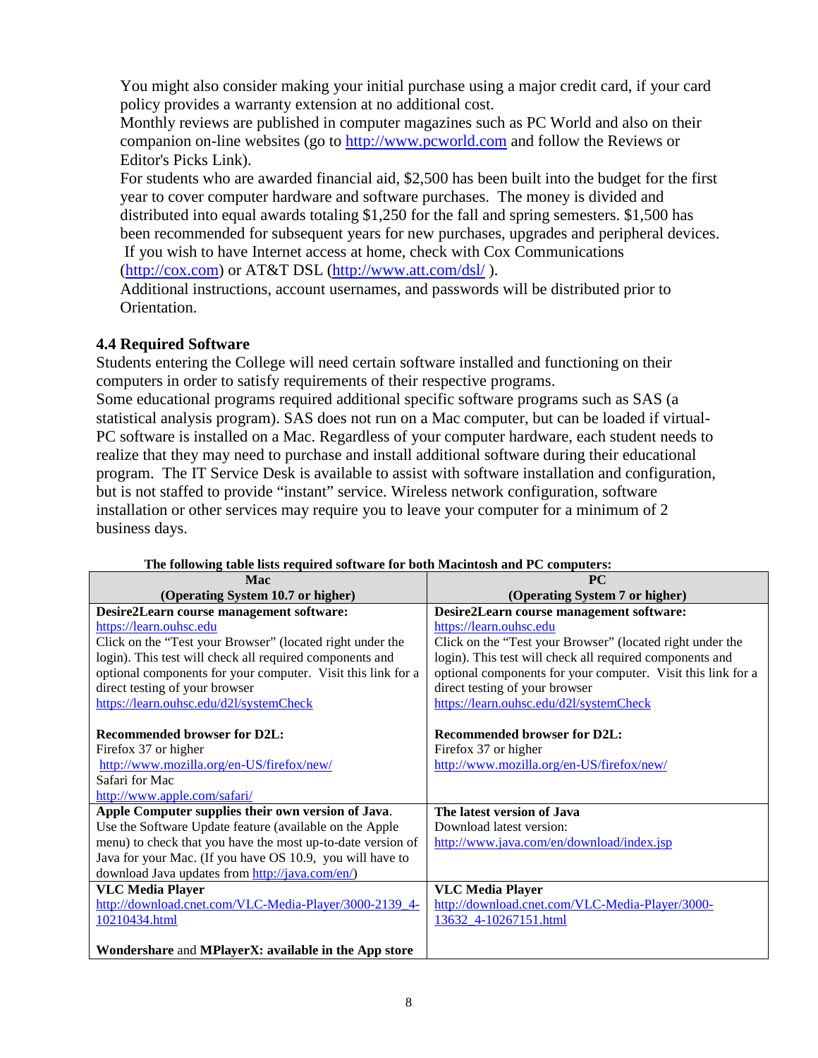You might also consider making your initial purchase using a major credit card, if your card policy provides a warranty extension at no additional cost.
Monthly reviews are published in computer magazines such as PC World and also on their companion on-line websites (go to http://www.pcworld.com and follow the Reviews or Editor's Picks Link).
For students who are awarded financial aid, $2,500 has been built into the budget for the first year to cover computer hardware and software purchases. The money is divided and distributed into equal awards totaling $1,250 for the fall and spring semesters. $1,500 has been recommended for subsequent years for new purchases, upgrades and peripheral devices.
If you wish to have Internet access at home, check with Cox Communications (http://cox.com) or AT&T DSL (http://www.att.com/dsl/ ).
Additional instructions, account usernames, and passwords will be distributed prior to Orientation.

### 4.4 Required Software

Students entering the College will need certain software installed and functioning on their computers in order to satisfy requirements of their respective programs.
Some educational programs required additional specific software programs such as SAS (a statistical analysis program). SAS does not run on a Mac computer, but can be loaded if virtual-PC software is installed on a Mac. Regardless of your computer hardware, each student needs to realize that they may need to purchase and install additional software during their educational program. The IT Service Desk is available to assist with software installation and configuration, but is not staffed to provide "instant" service. Wireless network configuration, software installation or other services may require you to leave your computer for a minimum of 2 business days.

**The following table lists required software for both Macintosh and PC computers:**

| Mac (Operating System 10.7 or higher) | PC (Operating System 7 or higher) |
|---|---|
| **Desire2Learn course management software:** https://learn.ouhsc.edu Click on the "Test your Browser" (located right under the login). This test will check all required components and optional components for your computer. Visit this link for a direct testing of your browser https://learn.ouhsc.edu/d2l/systemCheck<br><br>**Recommended browser for D2L:** Firefox 37 or higher http://www.mozilla.org/en-US/firefox/new/ Safari for Mac http://www.apple.com/safari/ | **Desire2Learn course management software:** https://learn.ouhsc.edu Click on the "Test your Browser" (located right under the login). This test will check all required components and optional components for your computer. Visit this link for a direct testing of your browser https://learn.ouhsc.edu/d2l/systemCheck<br><br>**Recommended browser for D2L:** Firefox 37 or higher http://www.mozilla.org/en-US/firefox/new/ |
| **Apple Computer supplies their own version of Java**. Use the Software Update feature (available on the Apple menu) to check that you have the most up-to-date version of Java for your Mac. (If you have OS 10.9, you will have to download Java updates from http://java.com/en/) | **The latest version of Java** Download latest version: http://www.java.com/en/download/index.jsp |
| **VLC Media Player** http://download.cnet.com/VLC-Media-Player/3000-2139_4-10210434.html<br><br>**Wondershare** and **MPlayerX: available in the App store** | **VLC Media Player** http://download.cnet.com/VLC-Media-Player/3000-13632_4-10267151.html |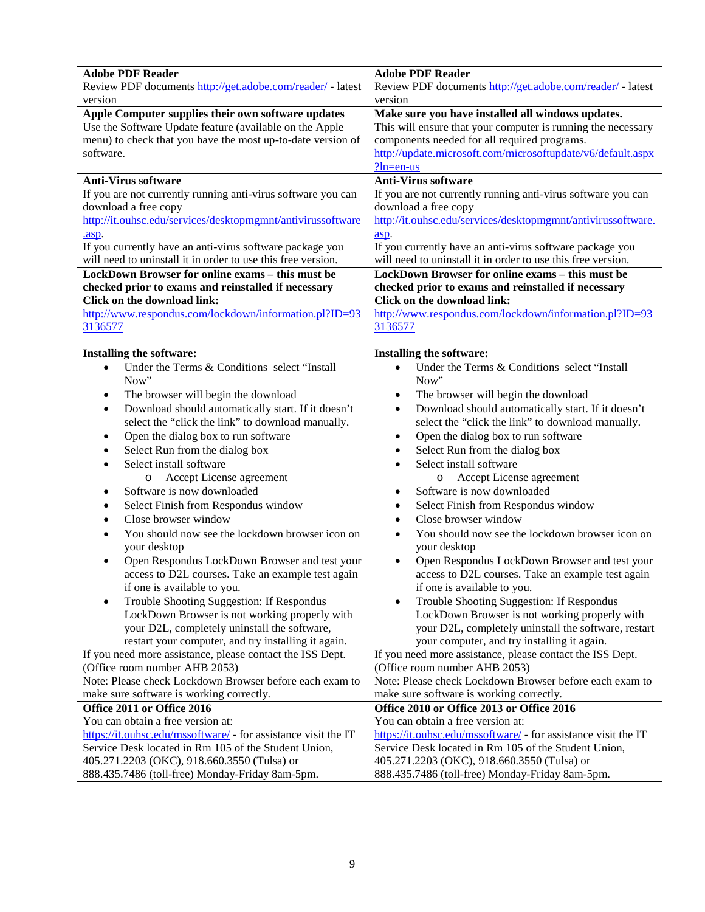| **Adobe PDF Reader**<br>Review PDF documents http://get.adobe.com/reader/ - latest version | **Adobe PDF Reader**<br>Review PDF documents http://get.adobe.com/reader/ - latest version |
|---|---|
| **Apple Computer supplies their own software updates**<br>Use the Software Update feature (available on the Apple menu) to check that you have the most up-to-date version of software. | **Make sure you have installed all windows updates.**<br>This will ensure that your computer is running the necessary components needed for all required programs.<br>http://update.microsoft.com/microsoftupdate/v6/default.aspx?ln=en-us |
| **Anti-Virus software**<br>If you are not currently running anti-virus software you can download a free copy http://it.ouhsc.edu/services/desktopmgmnt/antivirussoftware.asp.<br>If you currently have an anti-virus software package you will need to uninstall it in order to use this free version. | **Anti-Virus software**<br>If you are not currently running anti-virus software you can download a free copy http://it.ouhsc.edu/services/desktopmgmnt/antivirussoftware.asp.<br>If you currently have an anti-virus software package you will need to uninstall it in order to use this free version. |
| **LockDown Browser for online exams – this must be checked prior to exams and reinstalled if necessary**<br>**Click on the download link:**<br>http://www.respondus.com/lockdown/information.pl?ID=933136577<br><br>**Installing the software:**<br>• Under the Terms & Conditions select "Install Now"<br>• The browser will begin the download<br>• Download should automatically start. If it doesn't select the "click the link" to download manually.<br>• Open the dialog box to run software<br>• Select Run from the dialog box<br>• Select install software<br>&nbsp;&nbsp;&nbsp;&nbsp;o Accept License agreement<br>• Software is now downloaded<br>• Select Finish from Respondus window<br>• Close browser window<br>• You should now see the lockdown browser icon on your desktop<br>• Open Respondus LockDown Browser and test your access to D2L courses. Take an example test again if one is available to you.<br>• Trouble Shooting Suggestion: If Respondus LockDown Browser is not working properly with your D2L, completely uninstall the software, restart your computer, and try installing it again.<br>If you need more assistance, please contact the ISS Dept. (Office room number AHB 2053)<br>Note: Please check Lockdown Browser before each exam to make sure software is working correctly. | **LockDown Browser for online exams – this must be checked prior to exams and reinstalled if necessary**<br>**Click on the download link:**<br>http://www.respondus.com/lockdown/information.pl?ID=933136577<br><br>**Installing the software:**<br>• Under the Terms & Conditions select "Install Now"<br>• The browser will begin the download<br>• Download should automatically start. If it doesn't select the "click the link" to download manually.<br>• Open the dialog box to run software<br>• Select Run from the dialog box<br>• Select install software<br>&nbsp;&nbsp;&nbsp;&nbsp;o Accept License agreement<br>• Software is now downloaded<br>• Select Finish from Respondus window<br>• Close browser window<br>• You should now see the lockdown browser icon on your desktop<br>• Open Respondus LockDown Browser and test your access to D2L courses. Take an example test again if one is available to you.<br>• Trouble Shooting Suggestion: If Respondus LockDown Browser is not working properly with your D2L, completely uninstall the software, restart your computer, and try installing it again.<br>If you need more assistance, please contact the ISS Dept. (Office room number AHB 2053)<br>Note: Please check Lockdown Browser before each exam to make sure software is working correctly. |
| **Office 2011 or Office 2016**<br>You can obtain a free version at:<br>https://it.ouhsc.edu/mssoftware/ - for assistance visit the IT Service Desk located in Rm 105 of the Student Union, 405.271.2203 (OKC), 918.660.3550 (Tulsa) or 888.435.7486 (toll-free) Monday-Friday 8am-5pm. | **Office 2010 or Office 2013 or Office 2016**<br>You can obtain a free version at:<br>https://it.ouhsc.edu/mssoftware/ - for assistance visit the IT Service Desk located in Rm 105 of the Student Union, 405.271.2203 (OKC), 918.660.3550 (Tulsa) or 888.435.7486 (toll-free) Monday-Friday 8am-5pm. |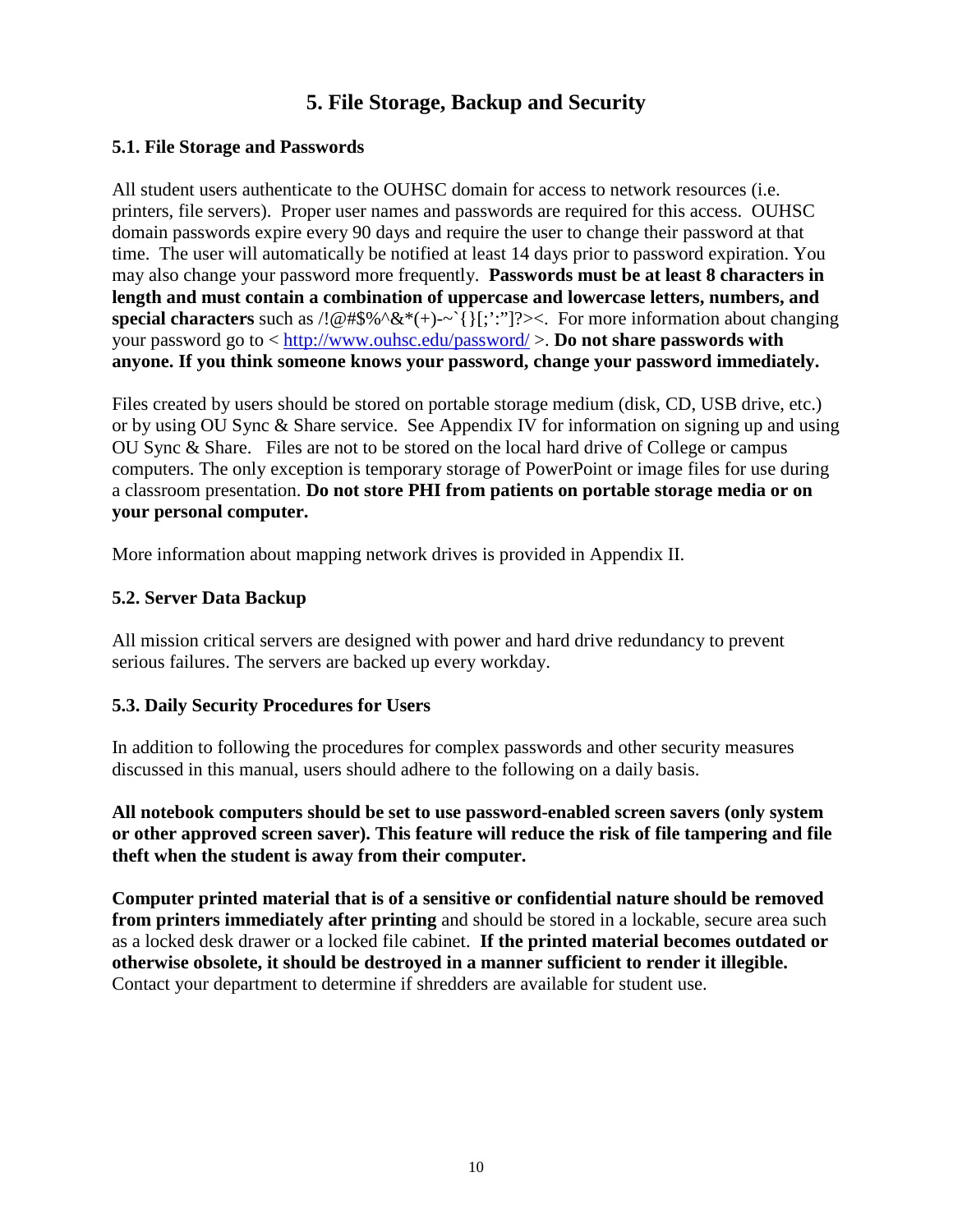# 5. File Storage, Backup and Security

## 5.1. File Storage and Passwords

All student users authenticate to the OUHSC domain for access to network resources (i.e. printers, file servers). Proper user names and passwords are required for this access. OUHSC domain passwords expire every 90 days and require the user to change their password at that time. The user will automatically be notified at least 14 days prior to password expiration. You may also change your password more frequently. **Passwords must be at least 8 characters in length and must contain a combination of uppercase and lowercase letters, numbers, and special characters** such as /!@#$%^&*(+)-~`{}[;':"]?><. For more information about changing your password go to < http://www.ouhsc.edu/password/ >. **Do not share passwords with anyone. If you think someone knows your password, change your password immediately.**

Files created by users should be stored on portable storage medium (disk, CD, USB drive, etc.) or by using OU Sync & Share service. See Appendix IV for information on signing up and using OU Sync & Share. Files are not to be stored on the local hard drive of College or campus computers. The only exception is temporary storage of PowerPoint or image files for use during a classroom presentation. **Do not store PHI from patients on portable storage media or on your personal computer.**

More information about mapping network drives is provided in Appendix II.

## 5.2. Server Data Backup

All mission critical servers are designed with power and hard drive redundancy to prevent serious failures. The servers are backed up every workday.

## 5.3. Daily Security Procedures for Users

In addition to following the procedures for complex passwords and other security measures discussed in this manual, users should adhere to the following on a daily basis.

**All notebook computers should be set to use password-enabled screen savers (only system or other approved screen saver). This feature will reduce the risk of file tampering and file theft when the student is away from their computer.**

**Computer printed material that is of a sensitive or confidential nature should be removed from printers immediately after printing** and should be stored in a lockable, secure area such as a locked desk drawer or a locked file cabinet. **If the printed material becomes outdated or otherwise obsolete, it should be destroyed in a manner sufficient to render it illegible.** Contact your department to determine if shredders are available for student use.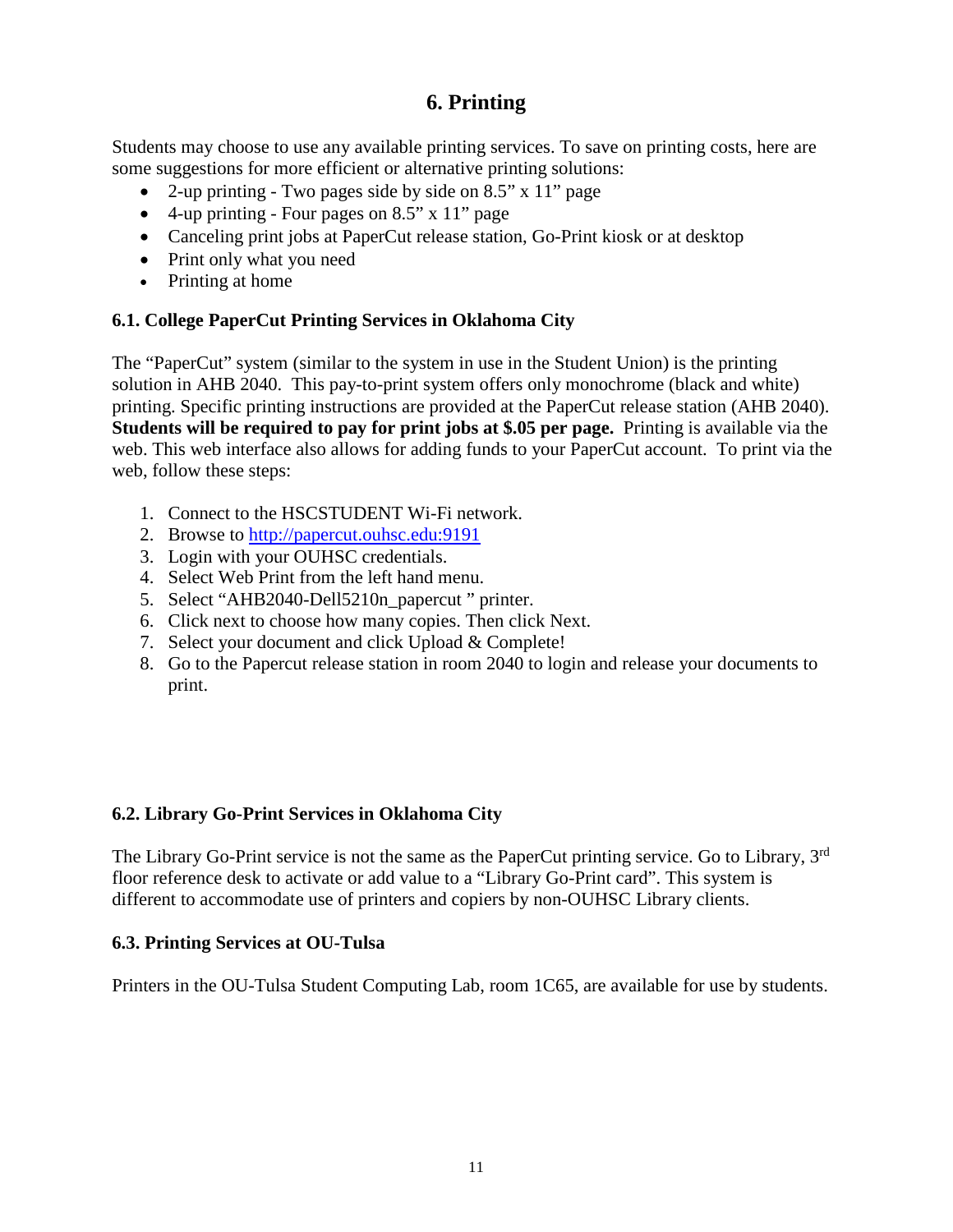## 6. Printing

Students may choose to use any available printing services. To save on printing costs, here are some suggestions for more efficient or alternative printing solutions:

- 2-up printing - Two pages side by side on 8.5” x 11” page
- 4-up printing - Four pages on 8.5” x 11” page
- Canceling print jobs at PaperCut release station, Go-Print kiosk or at desktop
- Print only what you need
- Printing at home

### 6.1. College PaperCut Printing Services in Oklahoma City

The “PaperCut” system (similar to the system in use in the Student Union) is the printing solution in AHB 2040. This pay-to-print system offers only monochrome (black and white) printing. Specific printing instructions are provided at the PaperCut release station (AHB 2040). **Students will be required to pay for print jobs at $.05 per page.** Printing is available via the web. This web interface also allows for adding funds to your PaperCut account. To print via the web, follow these steps:

1. Connect to the HSCSTUDENT Wi-Fi network.
2. Browse to http://papercut.ouhsc.edu:9191
3. Login with your OUHSC credentials.
4. Select Web Print from the left hand menu.
5. Select “AHB2040-Dell5210n_papercut ” printer.
6. Click next to choose how many copies. Then click Next.
7. Select your document and click Upload & Complete!
8. Go to the Papercut release station in room 2040 to login and release your documents to print.

### 6.2. Library Go-Print Services in Oklahoma City

The Library Go-Print service is not the same as the PaperCut printing service. Go to Library, 3rd floor reference desk to activate or add value to a “Library Go-Print card”. This system is different to accommodate use of printers and copiers by non-OUHSC Library clients.

### 6.3. Printing Services at OU-Tulsa

Printers in the OU-Tulsa Student Computing Lab, room 1C65, are available for use by students.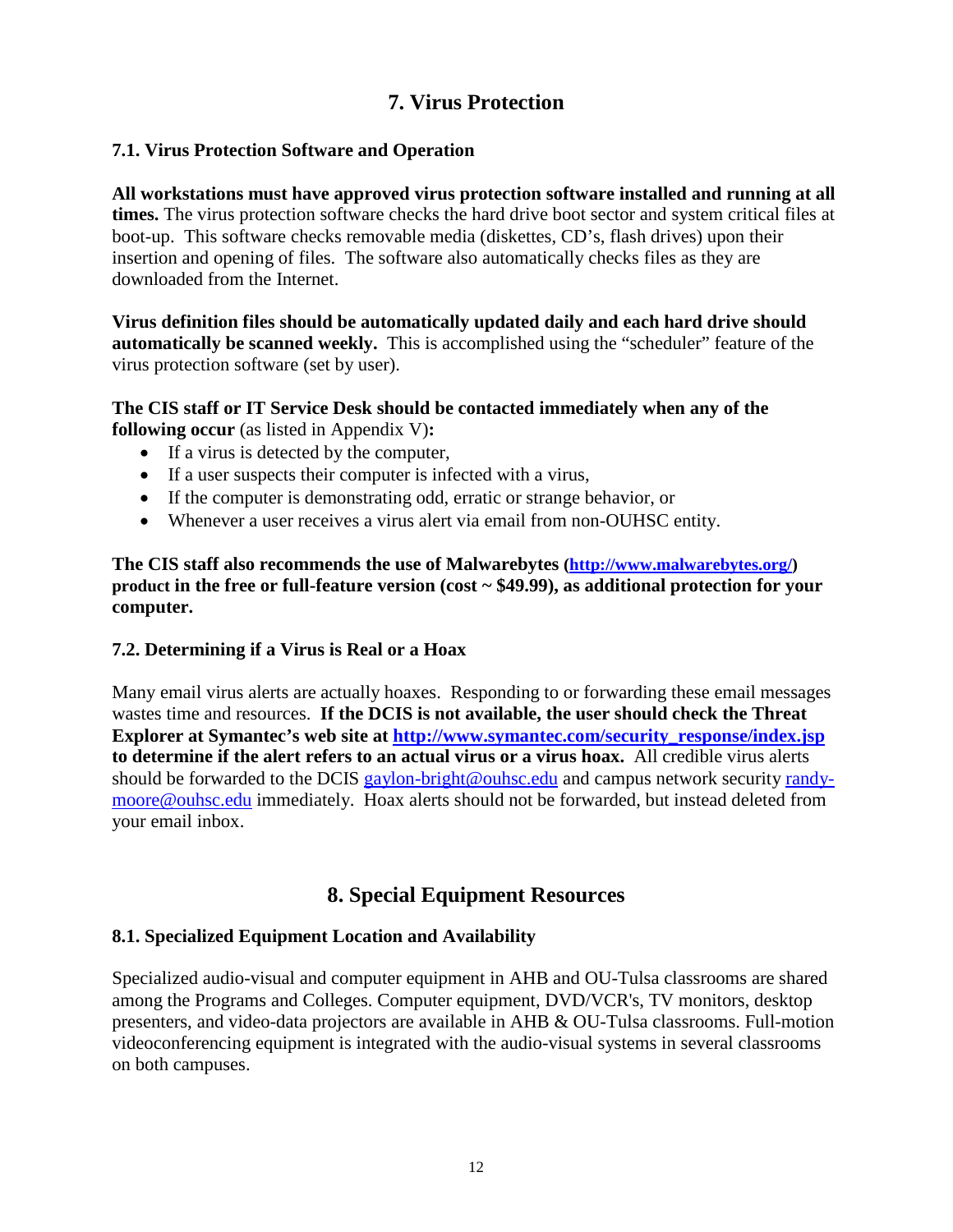# 7. Virus Protection

## 7.1. Virus Protection Software and Operation

**All workstations must have approved virus protection software installed and running at all times.** The virus protection software checks the hard drive boot sector and system critical files at boot-up. This software checks removable media (diskettes, CD's, flash drives) upon their insertion and opening of files. The software also automatically checks files as they are downloaded from the Internet.

**Virus definition files should be automatically updated daily and each hard drive should automatically be scanned weekly.** This is accomplished using the "scheduler" feature of the virus protection software (set by user).

**The CIS staff or IT Service Desk should be contacted immediately when any of the following occur** (as listed in Appendix V)**:**

- If a virus is detected by the computer,
- If a user suspects their computer is infected with a virus,
- If the computer is demonstrating odd, erratic or strange behavior, or
- Whenever a user receives a virus alert via email from non-OUHSC entity.

**The CIS staff also recommends the use of Malwarebytes ([http://www.malwarebytes.org/](http://www.malwarebytes.org/)) product in the free or full-feature version (cost ~ $49.99), as additional protection for your computer.**

## 7.2. Determining if a Virus is Real or a Hoax

Many email virus alerts are actually hoaxes. Responding to or forwarding these email messages wastes time and resources. **If the DCIS is not available, the user should check the Threat Explorer at Symantec's web site at [http://www.symantec.com/security_response/index.jsp](http://www.symantec.com/security_response/index.jsp) to determine if the alert refers to an actual virus or a virus hoax.** All credible virus alerts should be forwarded to the DCIS gaylon-bright@ouhsc.edu and campus network security randy-moore@ouhsc.edu immediately. Hoax alerts should not be forwarded, but instead deleted from your email inbox.

# 8. Special Equipment Resources

## 8.1. Specialized Equipment Location and Availability

Specialized audio-visual and computer equipment in AHB and OU-Tulsa classrooms are shared among the Programs and Colleges. Computer equipment, DVD/VCR's, TV monitors, desktop presenters, and video-data projectors are available in AHB & OU-Tulsa classrooms. Full-motion videoconferencing equipment is integrated with the audio-visual systems in several classrooms on both campuses.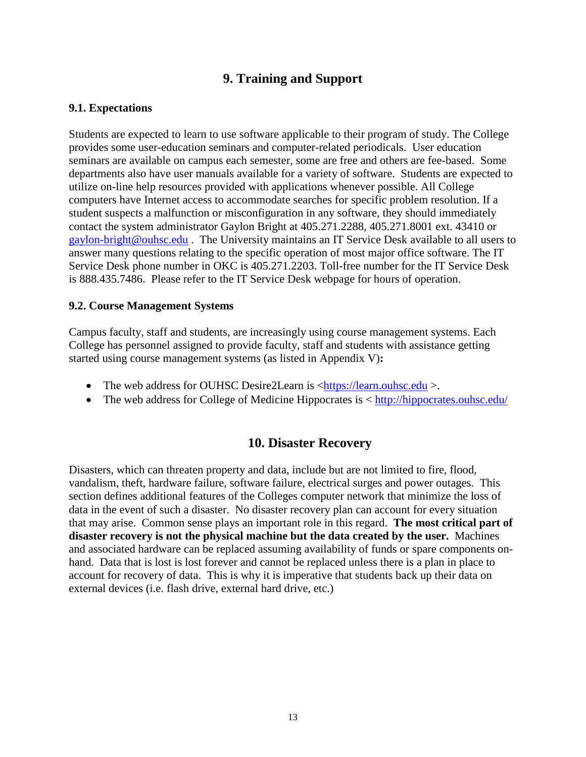# 9. Training and Support

### 9.1. Expectations

Students are expected to learn to use software applicable to their program of study. The College provides some user-education seminars and computer-related periodicals. User education seminars are available on campus each semester, some are free and others are fee-based. Some departments also have user manuals available for a variety of software. Students are expected to utilize on-line help resources provided with applications whenever possible. All College computers have Internet access to accommodate searches for specific problem resolution. If a student suspects a malfunction or misconfiguration in any software, they should immediately contact the system administrator Gaylon Bright at 405.271.2288, 405.271.8001 ext. 43410 or gaylon-bright@ouhsc.edu . The University maintains an IT Service Desk available to all users to answer many questions relating to the specific operation of most major office software. The IT Service Desk phone number in OKC is 405.271.2203. Toll-free number for the IT Service Desk is 888.435.7486. Please refer to the IT Service Desk webpage for hours of operation.

### 9.2. Course Management Systems

Campus faculty, staff and students, are increasingly using course management systems. Each College has personnel assigned to provide faculty, staff and students with assistance getting started using course management systems (as listed in Appendix V)**:**

- The web address for OUHSC Desire2Learn is <https://learn.ouhsc.edu >.
- The web address for College of Medicine Hippocrates is < http://hippocrates.ouhsc.edu/

# 10. Disaster Recovery

Disasters, which can threaten property and data, include but are not limited to fire, flood, vandalism, theft, hardware failure, software failure, electrical surges and power outages. This section defines additional features of the Colleges computer network that minimize the loss of data in the event of such a disaster. No disaster recovery plan can account for every situation that may arise. Common sense plays an important role in this regard. **The most critical part of disaster recovery is not the physical machine but the data created by the user.** Machines and associated hardware can be replaced assuming availability of funds or spare components on-hand. Data that is lost is lost forever and cannot be replaced unless there is a plan in place to account for recovery of data. This is why it is imperative that students back up their data on external devices (i.e. flash drive, external hard drive, etc.)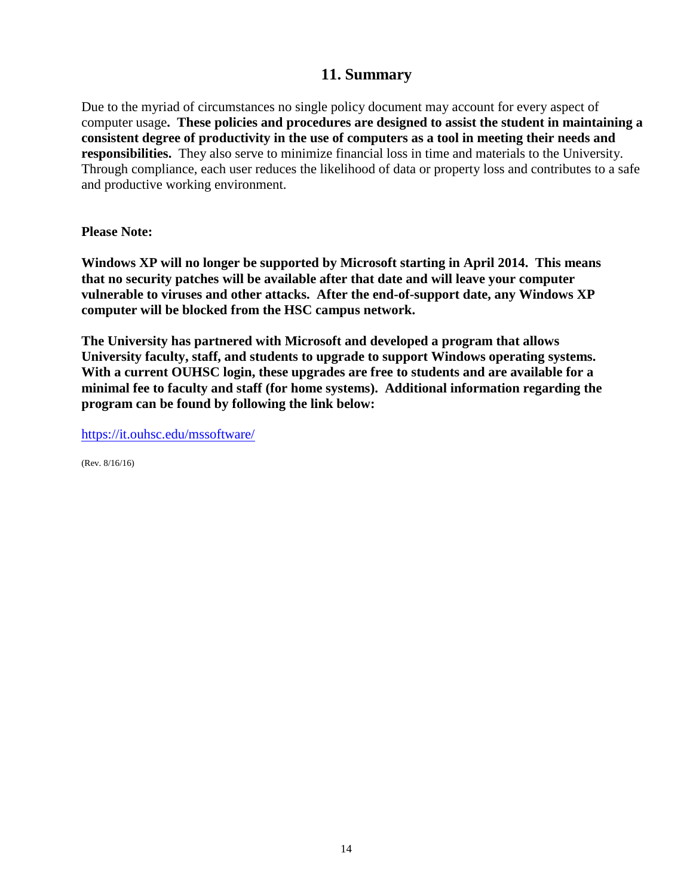## 11. Summary

Due to the myriad of circumstances no single policy document may account for every aspect of computer usage**. These policies and procedures are designed to assist the student in maintaining a consistent degree of productivity in the use of computers as a tool in meeting their needs and responsibilities.** They also serve to minimize financial loss in time and materials to the University. Through compliance, each user reduces the likelihood of data or property loss and contributes to a safe and productive working environment.

**Please Note:**

**Windows XP will no longer be supported by Microsoft starting in April 2014. This means that no security patches will be available after that date and will leave your computer vulnerable to viruses and other attacks. After the end-of-support date, any Windows XP computer will be blocked from the HSC campus network.**

**The University has partnered with Microsoft and developed a program that allows University faculty, staff, and students to upgrade to support Windows operating systems. With a current OUHSC login, these upgrades are free to students and are available for a minimal fee to faculty and staff (for home systems). Additional information regarding the program can be found by following the link below:**

https://it.ouhsc.edu/mssoftware/

(Rev. 8/16/16)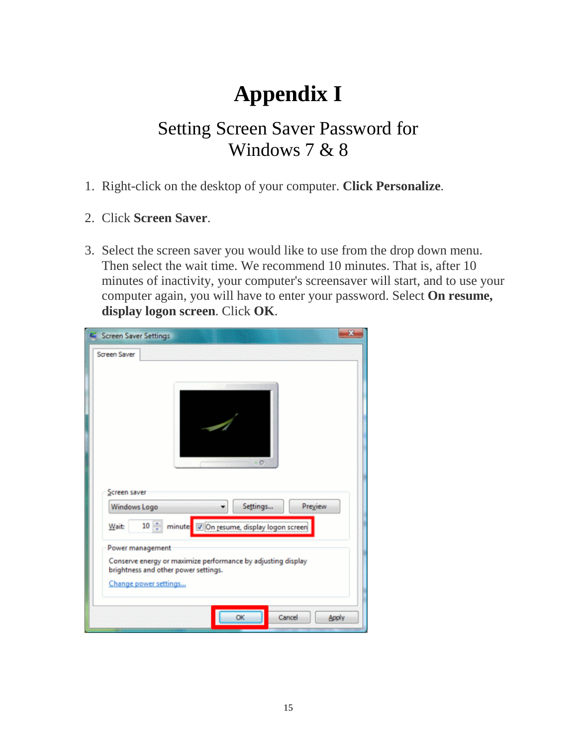# Appendix I

## Setting Screen Saver Password for Windows 7 & 8

1. Right-click on the desktop of your computer. **Click Personalize**.

2. Click **Screen Saver**.

3. Select the screen saver you would like to use from the drop down menu. Then select the wait time. We recommend 10 minutes. That is, after 10 minutes of inactivity, your computer's screensaver will start, and to use your computer again, you will have to enter your password. Select **On resume, display logon screen**. Click **OK**.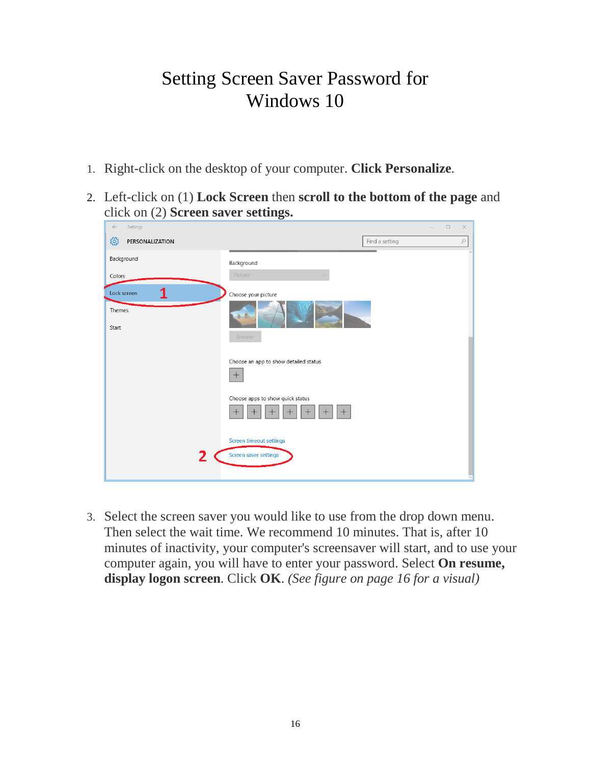# Setting Screen Saver Password for Windows 10

1. Right-click on the desktop of your computer. **Click Personalize**.
2. Left-click on (1) **Lock Screen** then **scroll to the bottom of the page** and click on (2) **Screen saver settings.**
3. Select the screen saver you would like to use from the drop down menu. Then select the wait time. We recommend 10 minutes. That is, after 10 minutes of inactivity, your computer's screensaver will start, and to use your computer again, you will have to enter your password. Select **On resume, display logon screen**. Click **OK**. *(See figure on page 16 for a visual)*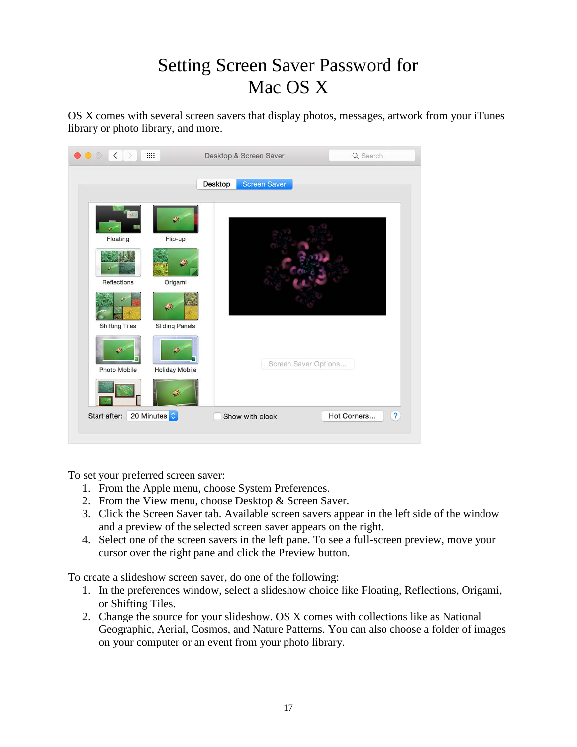# Setting Screen Saver Password for Mac OS X

OS X comes with several screen savers that display photos, messages, artwork from your iTunes library or photo library, and more.

To set your preferred screen saver:

1. From the Apple menu, choose System Preferences.
2. From the View menu, choose Desktop & Screen Saver.
3. Click the Screen Saver tab. Available screen savers appear in the left side of the window and a preview of the selected screen saver appears on the right.
4. Select one of the screen savers in the left pane. To see a full-screen preview, move your cursor over the right pane and click the Preview button.

To create a slideshow screen saver, do one of the following:

1. In the preferences window, select a slideshow choice like Floating, Reflections, Origami, or Shifting Tiles.
2. Change the source for your slideshow. OS X comes with collections like as National Geographic, Aerial, Cosmos, and Nature Patterns. You can also choose a folder of images on your computer or an event from your photo library.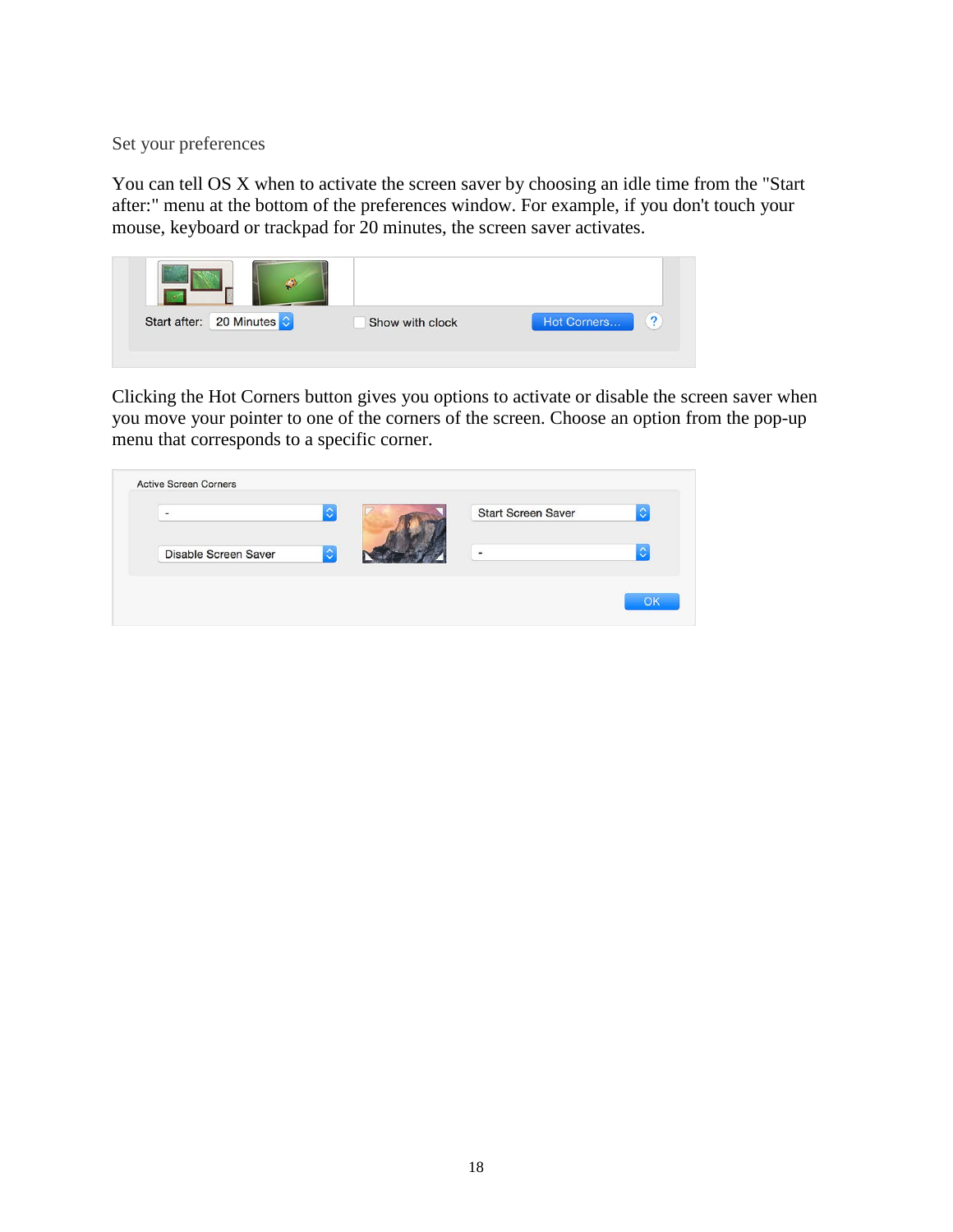Set your preferences

You can tell OS X when to activate the screen saver by choosing an idle time from the "Start after:" menu at the bottom of the preferences window. For example, if you don't touch your mouse, keyboard or trackpad for 20 minutes, the screen saver activates.

Clicking the Hot Corners button gives you options to activate or disable the screen saver when you move your pointer to one of the corners of the screen. Choose an option from the pop-up menu that corresponds to a specific corner.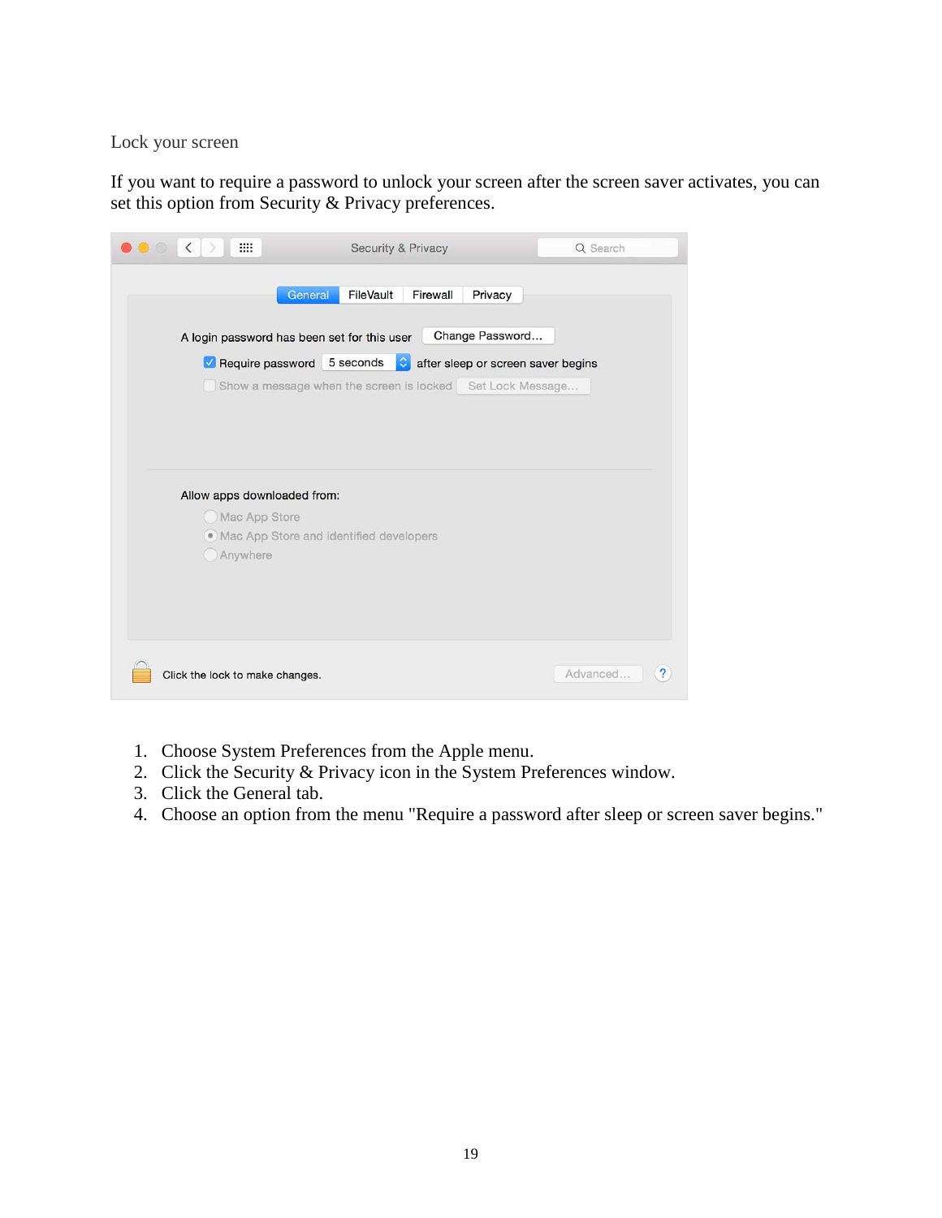## Lock your screen

If you want to require a password to unlock your screen after the screen saver activates, you can set this option from Security & Privacy preferences.

1. Choose System Preferences from the Apple menu.
2. Click the Security & Privacy icon in the System Preferences window.
3. Click the General tab.
4. Choose an option from the menu "Require a password after sleep or screen saver begins."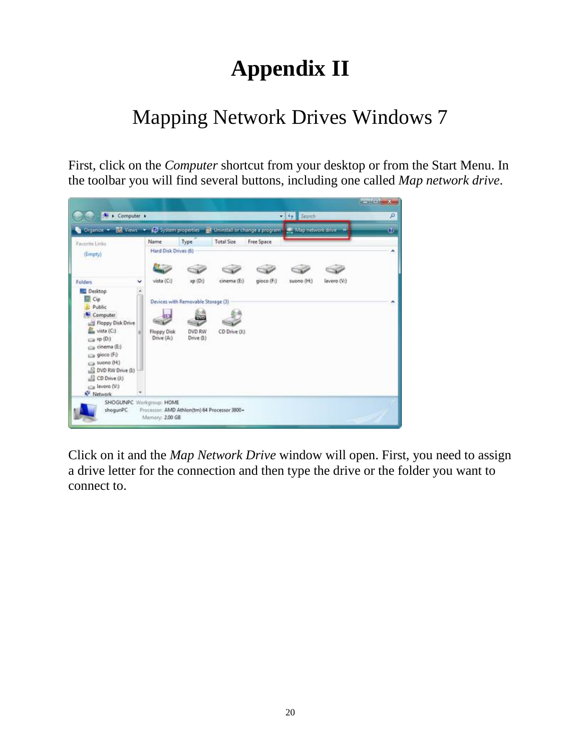# Appendix II

## Mapping Network Drives Windows 7

First, click on the *Computer* shortcut from your desktop or from the Start Menu. In the toolbar you will find several buttons, including one called *Map network drive*.

Click on it and the *Map Network Drive* window will open. First, you need to assign a drive letter for the connection and then type the drive or the folder you want to connect to.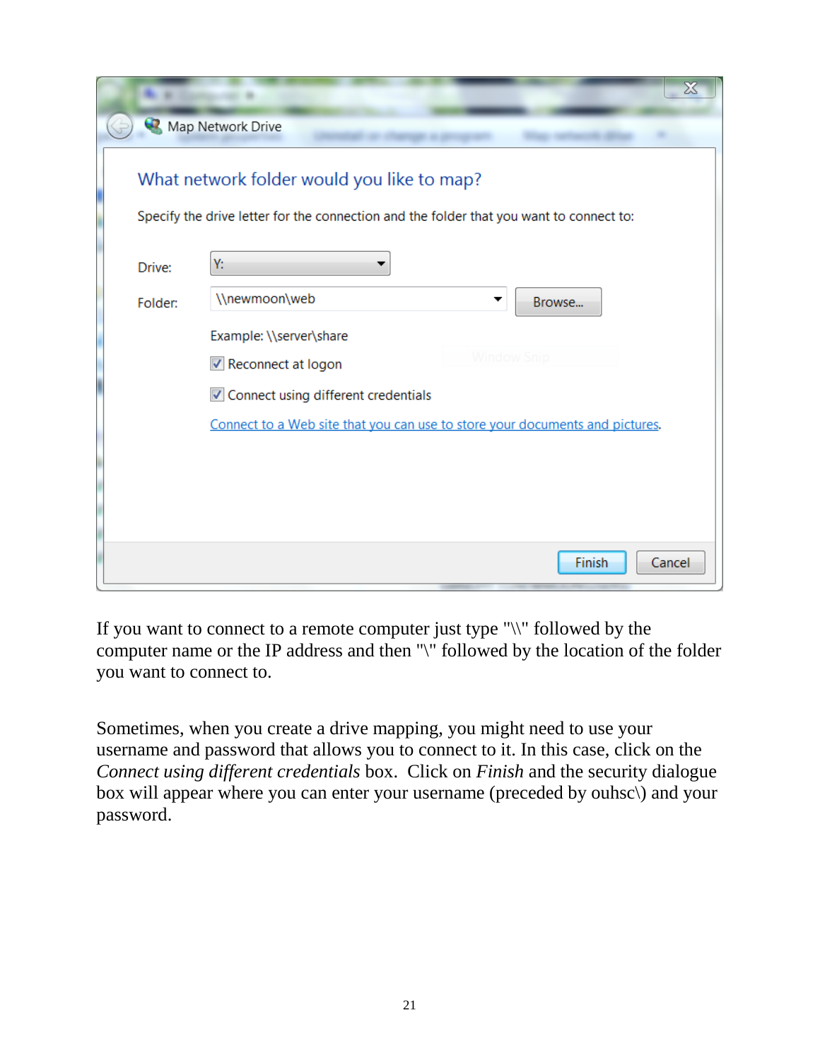Map Network Drive

What network folder would you like to map?

Specify the drive letter for the connection and the folder that you want to connect to:

Drive: Y:

Folder: \\newmoon\web Browse...

Example: \\server\share

☑ Reconnect at logon

☑ Connect using different credentials

Connect to a Web site that you can use to store your documents and pictures.

Finish Cancel

If you want to connect to a remote computer just type "\\" followed by the computer name or the IP address and then "\" followed by the location of the folder you want to connect to.

Sometimes, when you create a drive mapping, you might need to use your username and password that allows you to connect to it. In this case, click on the *Connect using different credentials* box. Click on *Finish* and the security dialogue box will appear where you can enter your username (preceded by ouhsc\) and your password.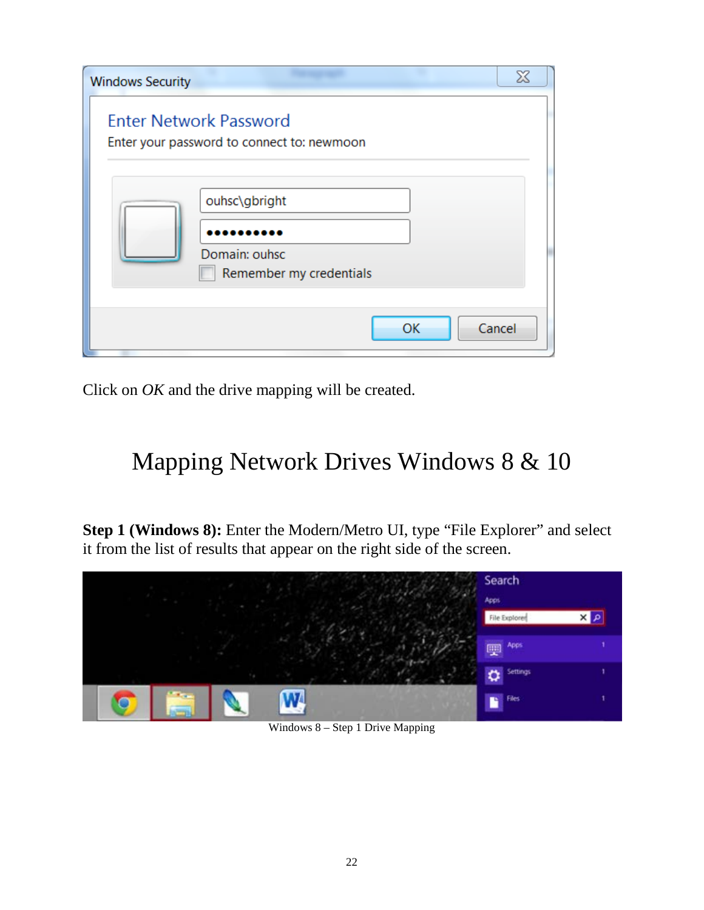Click on *OK* and the drive mapping will be created.

# Mapping Network Drives Windows 8 & 10

**Step 1 (Windows 8):** Enter the Modern/Metro UI, type "File Explorer" and select it from the list of results that appear on the right side of the screen.

Windows 8 – Step 1 Drive Mapping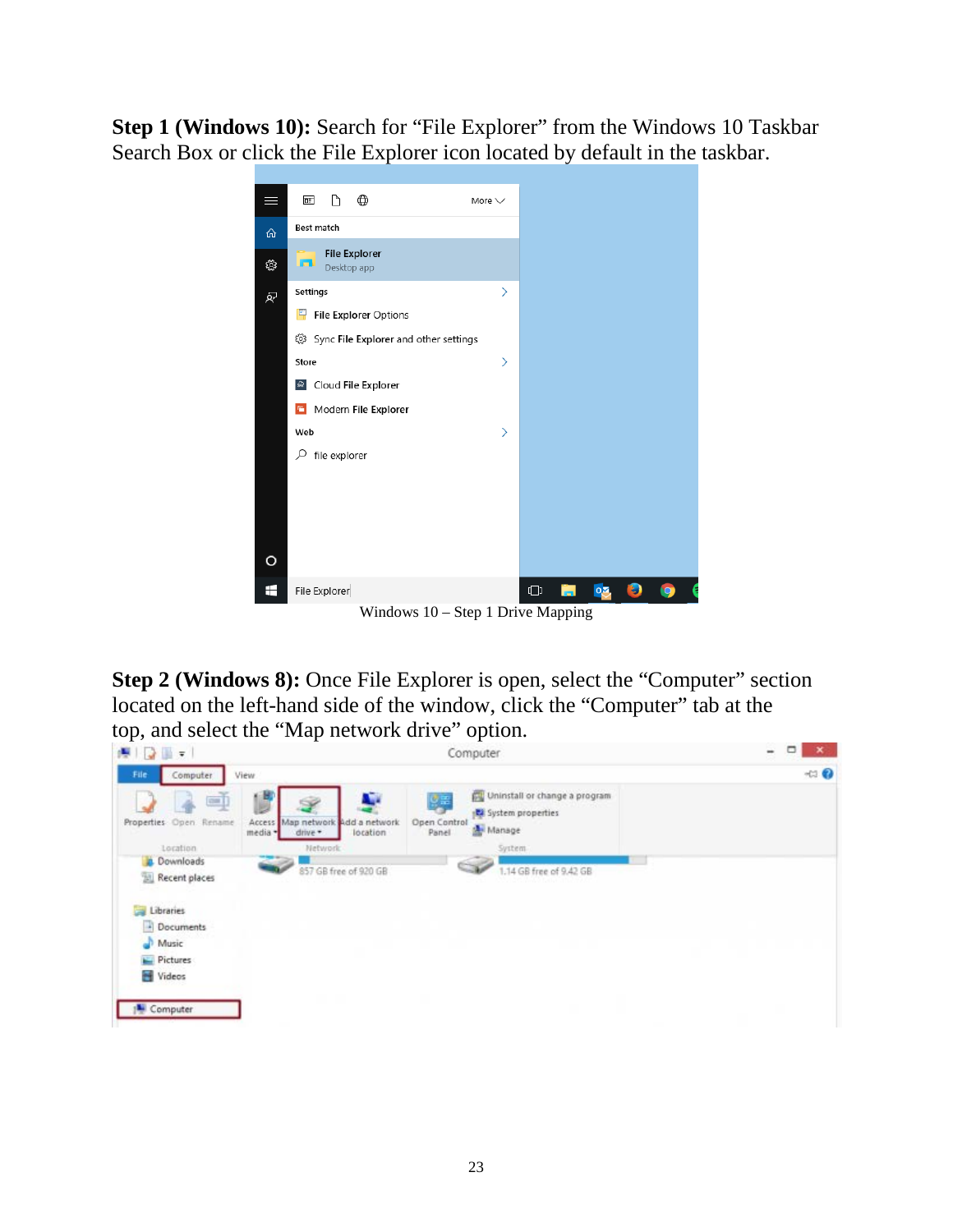**Step 1 (Windows 10):** Search for “File Explorer” from the Windows 10 Taskbar Search Box or click the File Explorer icon located by default in the taskbar.

Windows 10 – Step 1 Drive Mapping

**Step 2 (Windows 8):** Once File Explorer is open, select the “Computer” section located on the left-hand side of the window, click the “Computer” tab at the top, and select the “Map network drive” option.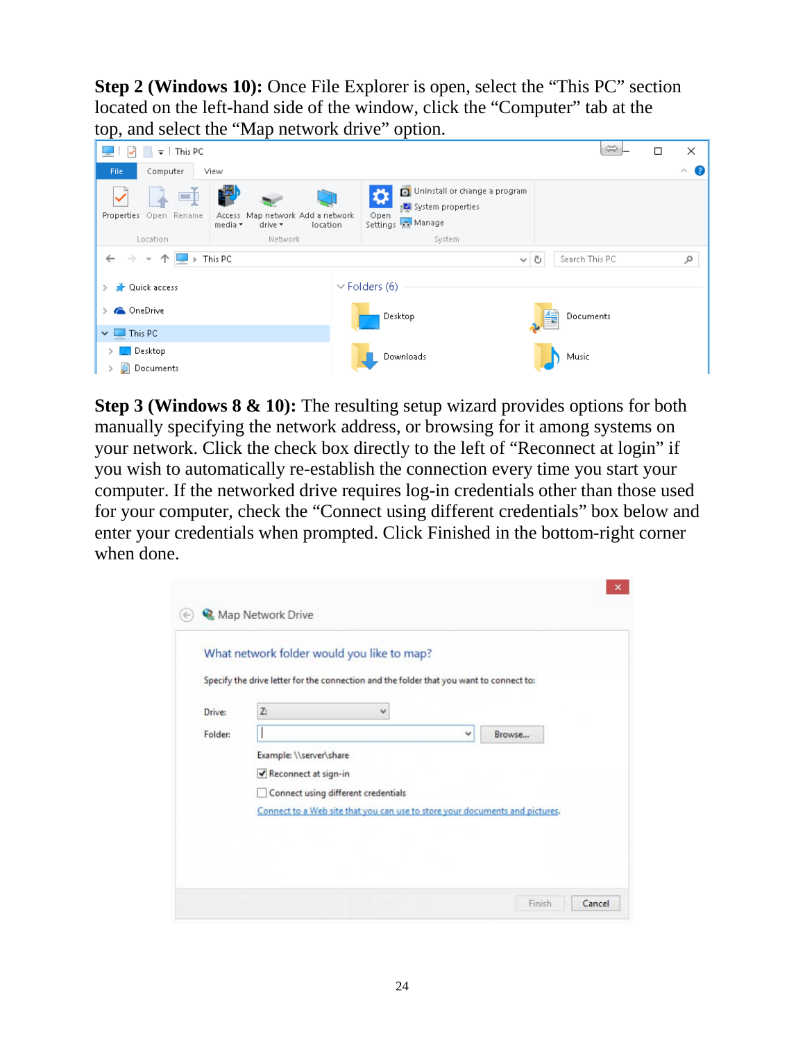**Step 2 (Windows 10):** Once File Explorer is open, select the "This PC" section located on the left-hand side of the window, click the "Computer" tab at the top, and select the "Map network drive" option.

**Step 3 (Windows 8 & 10):** The resulting setup wizard provides options for both manually specifying the network address, or browsing for it among systems on your network. Click the check box directly to the left of "Reconnect at login" if you wish to automatically re-establish the connection every time you start your computer. If the networked drive requires log-in credentials other than those used for your computer, check the "Connect using different credentials" box below and enter your credentials when prompted. Click Finished in the bottom-right corner when done.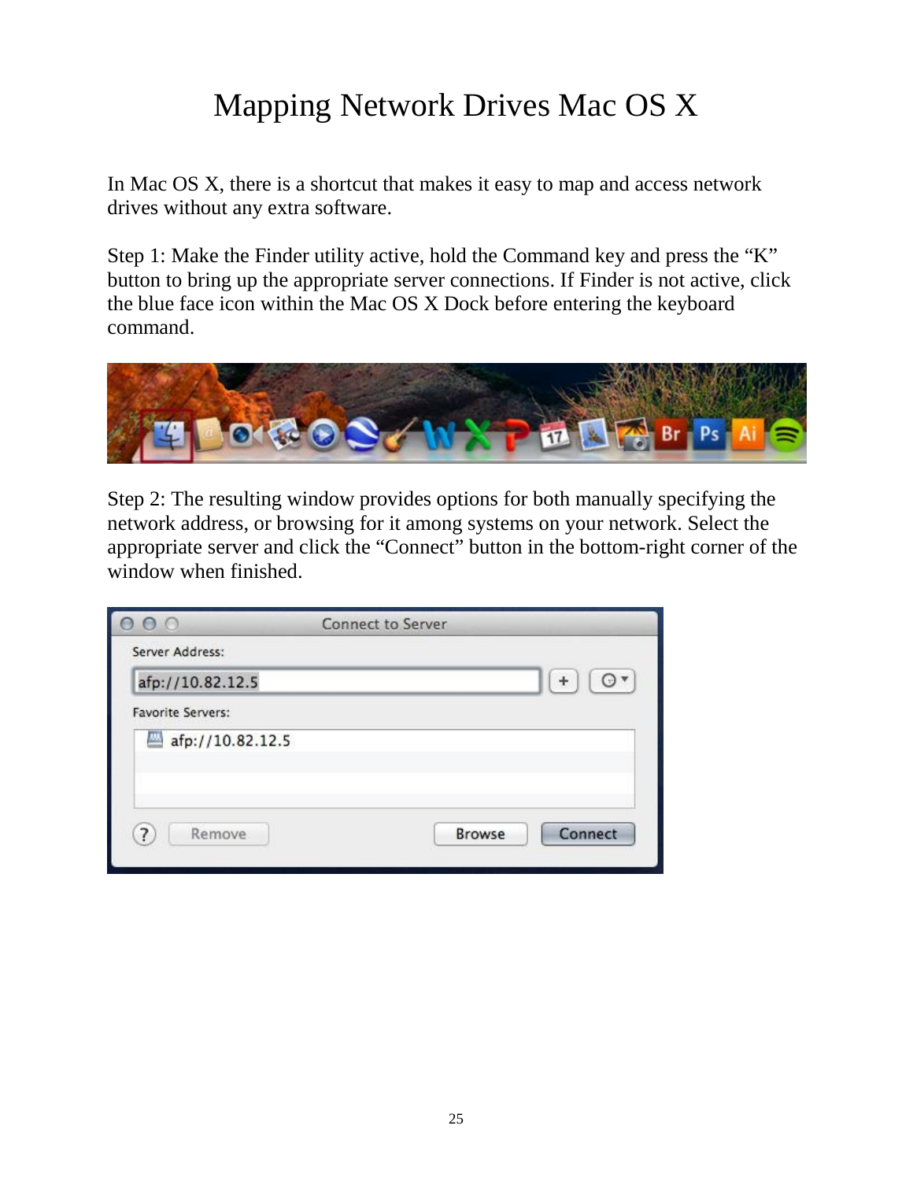# Mapping Network Drives Mac OS X

In Mac OS X, there is a shortcut that makes it easy to map and access network drives without any extra software.

Step 1: Make the Finder utility active, hold the Command key and press the “K” button to bring up the appropriate server connections. If Finder is not active, click the blue face icon within the Mac OS X Dock before entering the keyboard command.

Step 2: The resulting window provides options for both manually specifying the network address, or browsing for it among systems on your network. Select the appropriate server and click the “Connect” button in the bottom-right corner of the window when finished.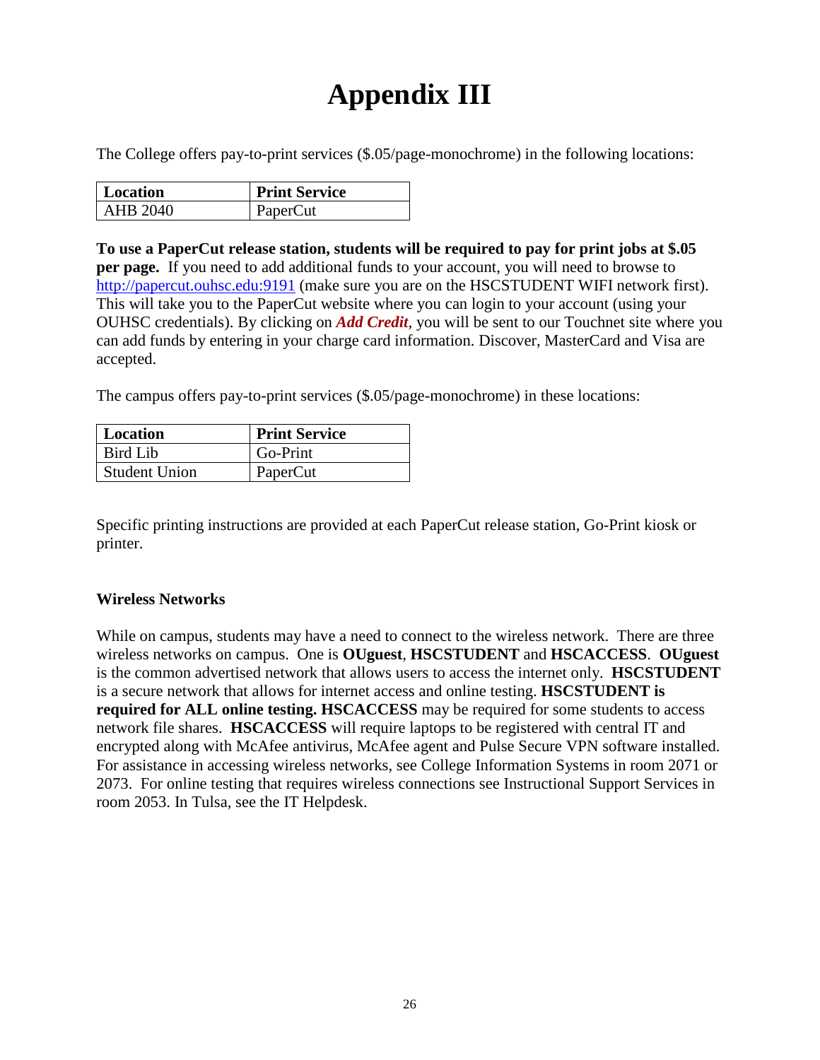# Appendix III

The College offers pay-to-print services ($.05/page-monochrome) in the following locations:

| Location | Print Service |
|---|---|
| AHB 2040 | PaperCut |

**To use a PaperCut release station, students will be required to pay for print jobs at $.05 per page.** If you need to add additional funds to your account, you will need to browse to http://papercut.ouhsc.edu:9191 (make sure you are on the HSCSTUDENT WIFI network first). This will take you to the PaperCut website where you can login to your account (using your OUHSC credentials). By clicking on ***Add Credit***, you will be sent to our Touchnet site where you can add funds by entering in your charge card information. Discover, MasterCard and Visa are accepted.

The campus offers pay-to-print services ($.05/page-monochrome) in these locations:

| Location | Print Service |
|---|---|
| Bird Lib | Go-Print |
| Student Union | PaperCut |

Specific printing instructions are provided at each PaperCut release station, Go-Print kiosk or printer.

**Wireless Networks**

While on campus, students may have a need to connect to the wireless network. There are three wireless networks on campus. One is **OUguest**, **HSCSTUDENT** and **HSCACCESS**. **OUguest** is the common advertised network that allows users to access the internet only. **HSCSTUDENT** is a secure network that allows for internet access and online testing. **HSCSTUDENT is required for ALL online testing. HSCACCESS** may be required for some students to access network file shares. **HSCACCESS** will require laptops to be registered with central IT and encrypted along with McAfee antivirus, McAfee agent and Pulse Secure VPN software installed. For assistance in accessing wireless networks, see College Information Systems in room 2071 or 2073. For online testing that requires wireless connections see Instructional Support Services in room 2053. In Tulsa, see the IT Helpdesk.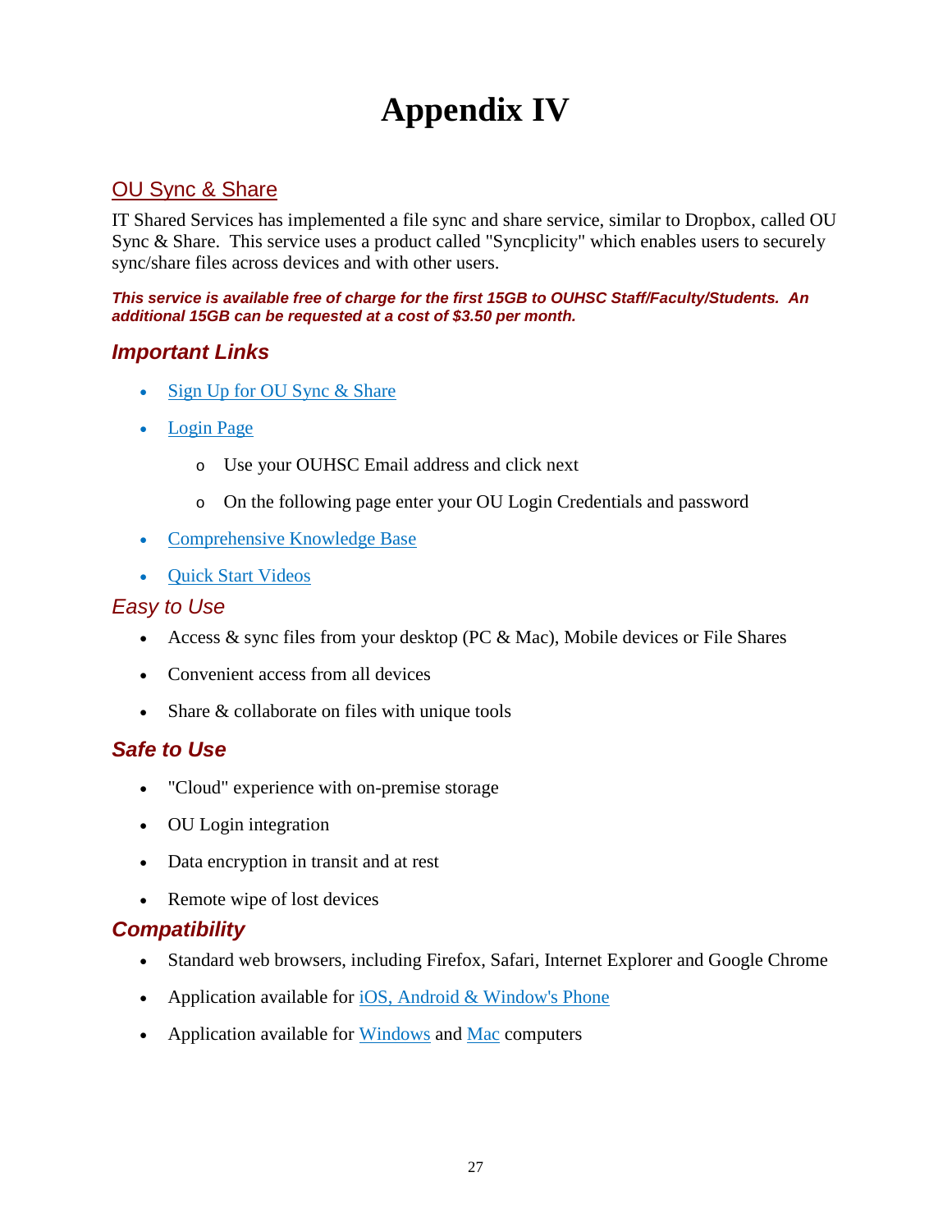# Appendix IV

## OU Sync & Share

IT Shared Services has implemented a file sync and share service, similar to Dropbox, called OU Sync & Share. This service uses a product called "Syncplicity" which enables users to securely sync/share files across devices and with other users.

***This service is available free of charge for the first 15GB to OUHSC Staff/Faculty/Students. An additional 15GB can be requested at a cost of $3.50 per month.***

### *Important Links*

- Sign Up for OU Sync & Share
- Login Page
    - Use your OUHSC Email address and click next
    - On the following page enter your OU Login Credentials and password
- Comprehensive Knowledge Base
- Quick Start Videos

### *Easy to Use*

- Access & sync files from your desktop (PC & Mac), Mobile devices or File Shares
- Convenient access from all devices
- Share & collaborate on files with unique tools

### *Safe to Use*

- "Cloud" experience with on-premise storage
- OU Login integration
- Data encryption in transit and at rest
- Remote wipe of lost devices

### *Compatibility*

- Standard web browsers, including Firefox, Safari, Internet Explorer and Google Chrome
- Application available for iOS, Android & Window's Phone
- Application available for Windows and Mac computers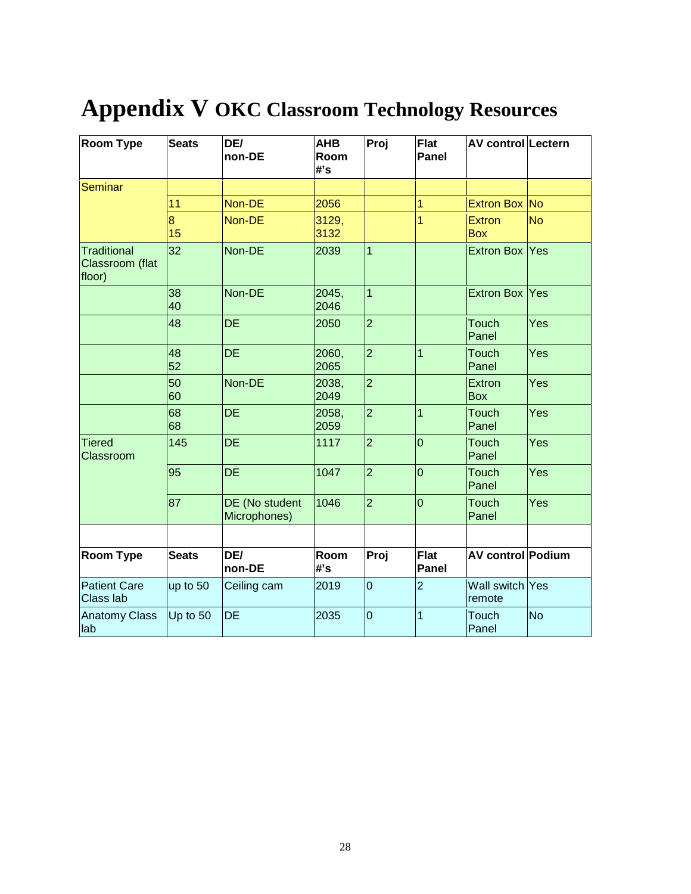# Appendix V OKC Classroom Technology Resources

| Room Type | Seats | DE/ non-DE | AHB Room #'s | Proj | Flat Panel | AV control | Lectern |
|---|---|---|---|---|---|---|---|
| Seminar | | | | | | | |
| | 11 | Non-DE | 2056 | | 1 | Extron Box | No |
| | 8 15 | Non-DE | 3129, 3132 | | 1 | Extron Box | No |
| Traditional Classroom (flat floor) | 32 | Non-DE | 2039 | 1 | | Extron Box | Yes |
| | 38 40 | Non-DE | 2045, 2046 | 1 | | Extron Box | Yes |
| | 48 | DE | 2050 | 2 | | Touch Panel | Yes |
| | 48 52 | DE | 2060, 2065 | 2 | 1 | Touch Panel | Yes |
| | 50 60 | Non-DE | 2038, 2049 | 2 | | Extron Box | Yes |
| | 68 68 | DE | 2058, 2059 | 2 | 1 | Touch Panel | Yes |
| Tiered Classroom | 145 | DE | 1117 | 2 | 0 | Touch Panel | Yes |
| | 95 | DE | 1047 | 2 | 0 | Touch Panel | Yes |
| | 87 | DE (No student Microphones) | 1046 | 2 | 0 | Touch Panel | Yes |

| Room Type | Seats | DE/ non-DE | Room #'s | Proj | Flat Panel | AV control | Podium |
|---|---|---|---|---|---|---|---|
| Patient Care Class lab | up to 50 | Ceiling cam | 2019 | 0 | 2 | Wall switch remote | Yes |
| Anatomy Class lab | Up to 50 | DE | 2035 | 0 | 1 | Touch Panel | No |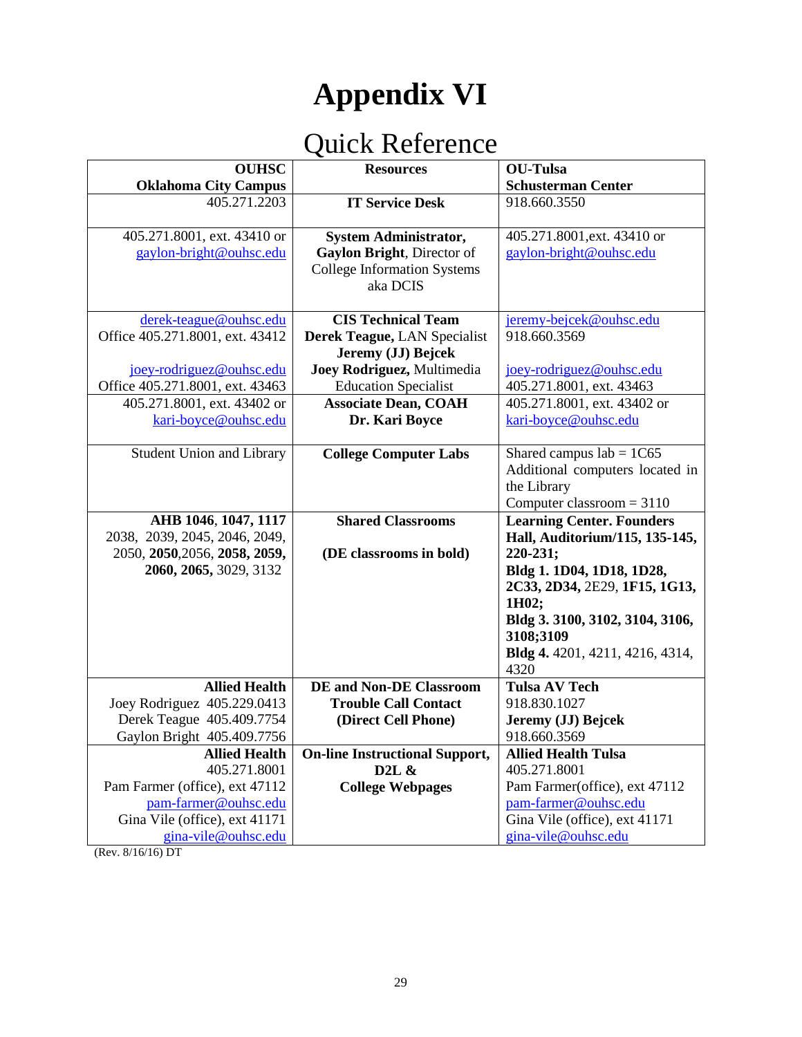# Appendix VI

## Quick Reference

| **OUHSC Oklahoma City Campus** | **Resources** | **OU-Tulsa Schusterman Center** |
|---|---|---|
| 405.271.2203 | **IT Service Desk** | 918.660.3550 |
| 405.271.8001, ext. 43410 or gaylon-bright@ouhsc.edu | **System Administrator, Gaylon Bright**, Director of College Information Systems aka DCIS | 405.271.8001,ext. 43410 or gaylon-bright@ouhsc.edu |
| derek-teague@ouhsc.edu Office 405.271.8001, ext. 43412<br><br>joey-rodriguez@ouhsc.edu Office 405.271.8001, ext. 43463 | **CIS Technical Team Derek Teague,** LAN Specialist **Jeremy (JJ) Bejcek Joey Rodriguez,** Multimedia Education Specialist | jeremy-bejcek@ouhsc.edu 918.660.3569<br><br>joey-rodriguez@ouhsc.edu 405.271.8001, ext. 43463 |
| 405.271.8001, ext. 43402 or kari-boyce@ouhsc.edu | **Associate Dean, COAH Dr. Kari Boyce** | 405.271.8001, ext. 43402 or kari-boyce@ouhsc.edu |
| Student Union and Library | **College Computer Labs** | Shared campus lab = 1C65 Additional computers located in the Library Computer classroom = 3110 |
| **AHB 1046**, **1047, 1117** 2038, 2039, 2045, 2046, 2049, 2050, **2050**,2056, **2058, 2059, 2060, 2065,** 3029, 3132 | **Shared Classrooms**<br><br>**(DE classrooms in bold)** | **Learning Center. Founders Hall, Auditorium/115, 135-145, 220-231;** **Bldg 1. 1D04, 1D18, 1D28, 2C33, 2D34,** 2E29, **1F15, 1G13, 1H02;** **Bldg 3. 3100, 3102, 3104, 3106, 3108;3109** **Bldg 4.** 4201, 4211, 4216, 4314, 4320 |
| **Allied Health** Joey Rodriguez 405.229.0413 Derek Teague 405.409.7754 Gaylon Bright 405.409.7756 | **DE and Non-DE Classroom Trouble Call Contact (Direct Cell Phone)** | **Tulsa AV Tech** 918.830.1027 **Jeremy (JJ) Bejcek** 918.660.3569 |
| **Allied Health** 405.271.8001 Pam Farmer (office), ext 47112 pam-farmer@ouhsc.edu Gina Vile (office), ext 41171 gina-vile@ouhsc.edu | **On-line Instructional Support, D2L & College Webpages** | **Allied Health Tulsa** 405.271.8001 Pam Farmer(office), ext 47112 pam-farmer@ouhsc.edu Gina Vile (office), ext 41171 gina-vile@ouhsc.edu |

(Rev. 8/16/16) DT